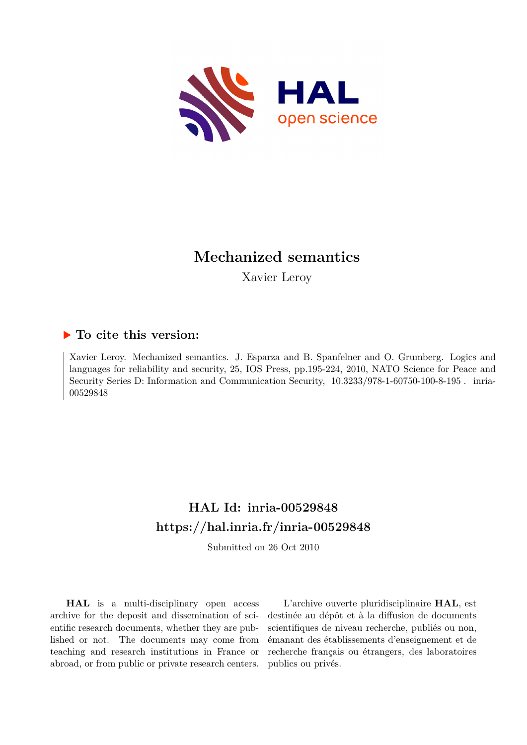# Mechanized semantics

Xavier Leroy

## ▶ To cite this version:

Xavier Leroy. Mechanized semantics. J. Esparza and B. Spanfelner and O. Grumberg. Logics and languages for reliability and security, 25, IOS Press, pp.195-224, 2010, NATO Science for Peace and Security Series D: Information and Communication Security, 10.3233/978-1-60750-100-8-195 . inria-00529848

## HAL Id: inria-00529848
## https://hal.inria.fr/inria-00529848

Submitted on 26 Oct 2010

**HAL** is a multi-disciplinary open access archive for the deposit and dissemination of scientific research documents, whether they are published or not. The documents may come from teaching and research institutions in France or abroad, or from public or private research centers.

L'archive ouverte pluridisciplinaire **HAL**, est destinée au dépôt et à la diffusion de documents scientifiques de niveau recherche, publiés ou non, émanant des établissements d'enseignement et de recherche français ou étrangers, des laboratoires publics ou privés.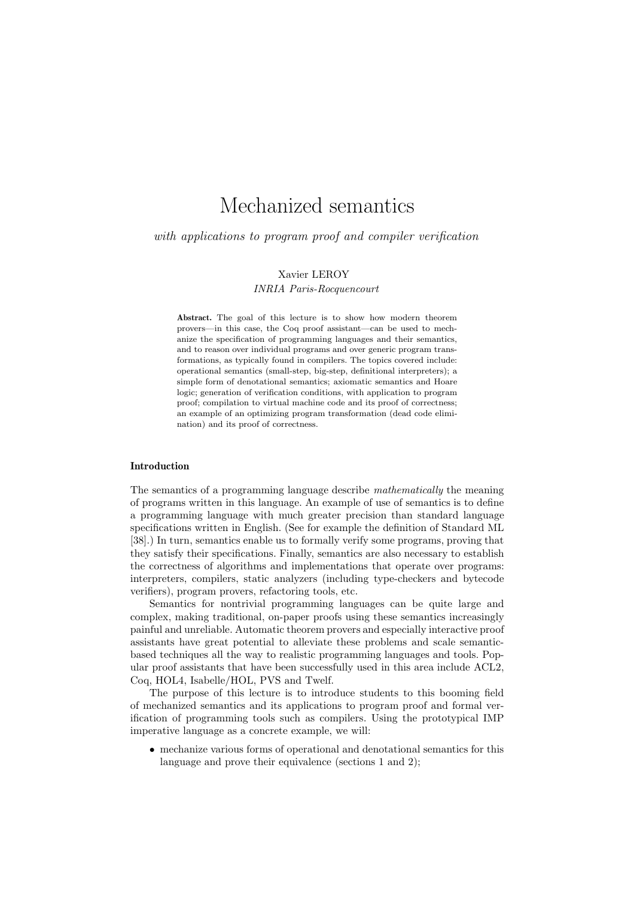# Mechanized semantics

*with applications to program proof and compiler verification*

Xavier LEROY
*INRIA Paris-Rocquencourt*

**Abstract.** The goal of this lecture is to show how modern theorem provers—in this case, the Coq proof assistant—can be used to mechanize the specification of programming languages and their semantics, and to reason over individual programs and over generic program transformations, as typically found in compilers. The topics covered include: operational semantics (small-step, big-step, definitional interpreters); a simple form of denotational semantics; axiomatic semantics and Hoare logic; generation of verification conditions, with application to program proof; compilation to virtual machine code and its proof of correctness; an example of an optimizing program transformation (dead code elimination) and its proof of correctness.

### Introduction

The semantics of a programming language describe *mathematically* the meaning of programs written in this language. An example of use of semantics is to define a programming language with much greater precision than standard language specifications written in English. (See for example the definition of Standard ML [38].) In turn, semantics enable us to formally verify some programs, proving that they satisfy their specifications. Finally, semantics are also necessary to establish the correctness of algorithms and implementations that operate over programs: interpreters, compilers, static analyzers (including type-checkers and bytecode verifiers), program provers, refactoring tools, etc.

Semantics for nontrivial programming languages can be quite large and complex, making traditional, on-paper proofs using these semantics increasingly painful and unreliable. Automatic theorem provers and especially interactive proof assistants have great potential to alleviate these problems and scale semantic-based techniques all the way to realistic programming languages and tools. Popular proof assistants that have been successfully used in this area include ACL2, Coq, HOL4, Isabelle/HOL, PVS and Twelf.

The purpose of this lecture is to introduce students to this booming field of mechanized semantics and its applications to program proof and formal verification of programming tools such as compilers. Using the prototypical IMP imperative language as a concrete example, we will:

- mechanize various forms of operational and denotational semantics for this language and prove their equivalence (sections 1 and 2);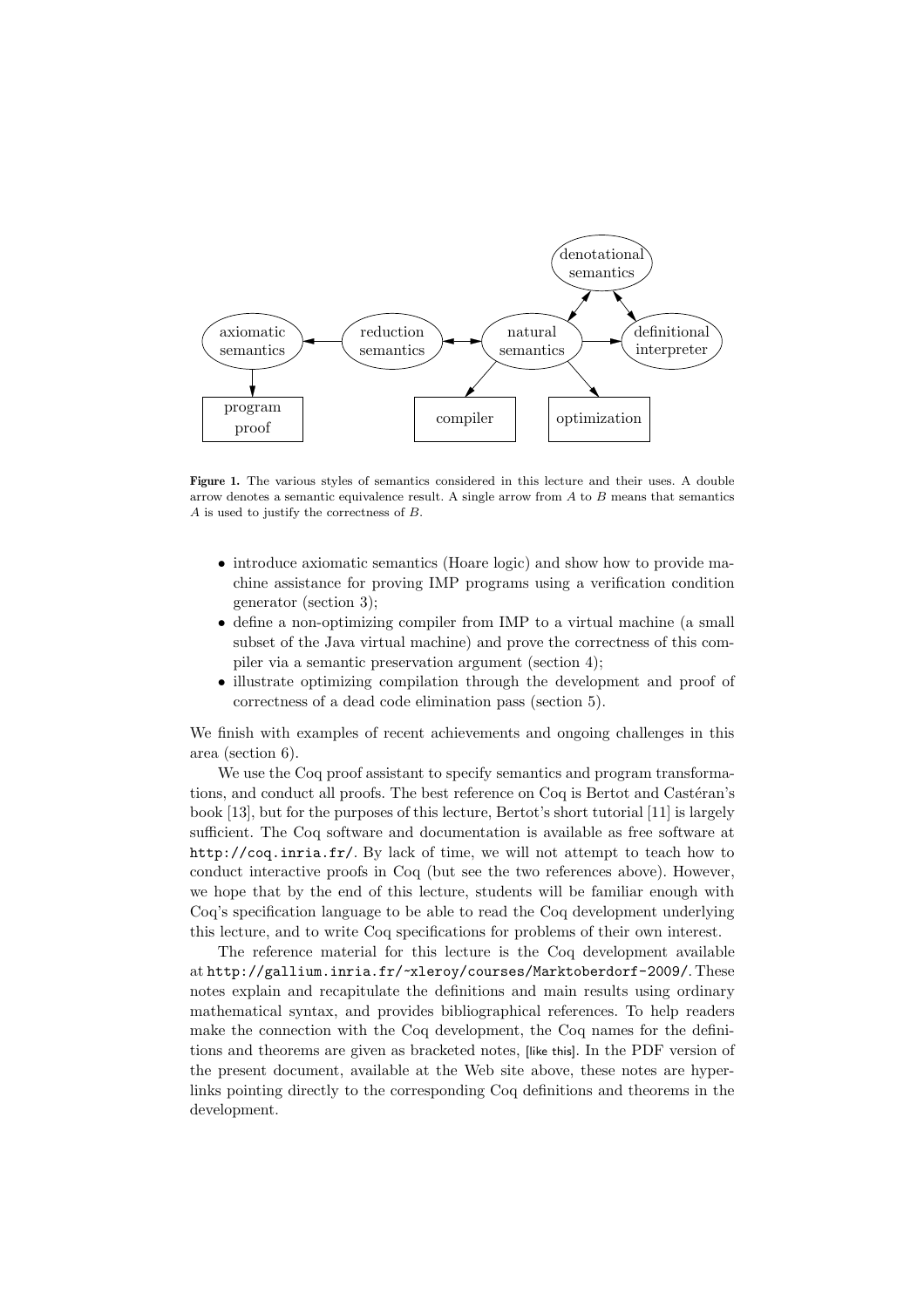**Figure 1.** The various styles of semantics considered in this lecture and their uses. A double arrow denotes a semantic equivalence result. A single arrow from $A$ to $B$ means that semantics $A$ is used to justify the correctness of $B$.

- introduce axiomatic semantics (Hoare logic) and show how to provide machine assistance for proving IMP programs using a verification condition generator (section 3);
- define a non-optimizing compiler from IMP to a virtual machine (a small subset of the Java virtual machine) and prove the correctness of this compiler via a semantic preservation argument (section 4);
- illustrate optimizing compilation through the development and proof of correctness of a dead code elimination pass (section 5).

We finish with examples of recent achievements and ongoing challenges in this area (section 6).

We use the Coq proof assistant to specify semantics and program transformations, and conduct all proofs. The best reference on Coq is Bertot and Castéran's book [13], but for the purposes of this lecture, Bertot's short tutorial [11] is largely sufficient. The Coq software and documentation is available as free software at `http://coq.inria.fr/`. By lack of time, we will not attempt to teach how to conduct interactive proofs in Coq (but see the two references above). However, we hope that by the end of this lecture, students will be familiar enough with Coq's specification language to be able to read the Coq development underlying this lecture, and to write Coq specifications for problems of their own interest.

The reference material for this lecture is the Coq development available at `http://gallium.inria.fr/~xleroy/courses/Marktoberdorf-2009/`. These notes explain and recapitulate the definitions and main results using ordinary mathematical syntax, and provides bibliographical references. To help readers make the connection with the Coq development, the Coq names for the definitions and theorems are given as bracketed notes, [like this]. In the PDF version of the present document, available at the Web site above, these notes are hyperlinks pointing directly to the corresponding Coq definitions and theorems in the development.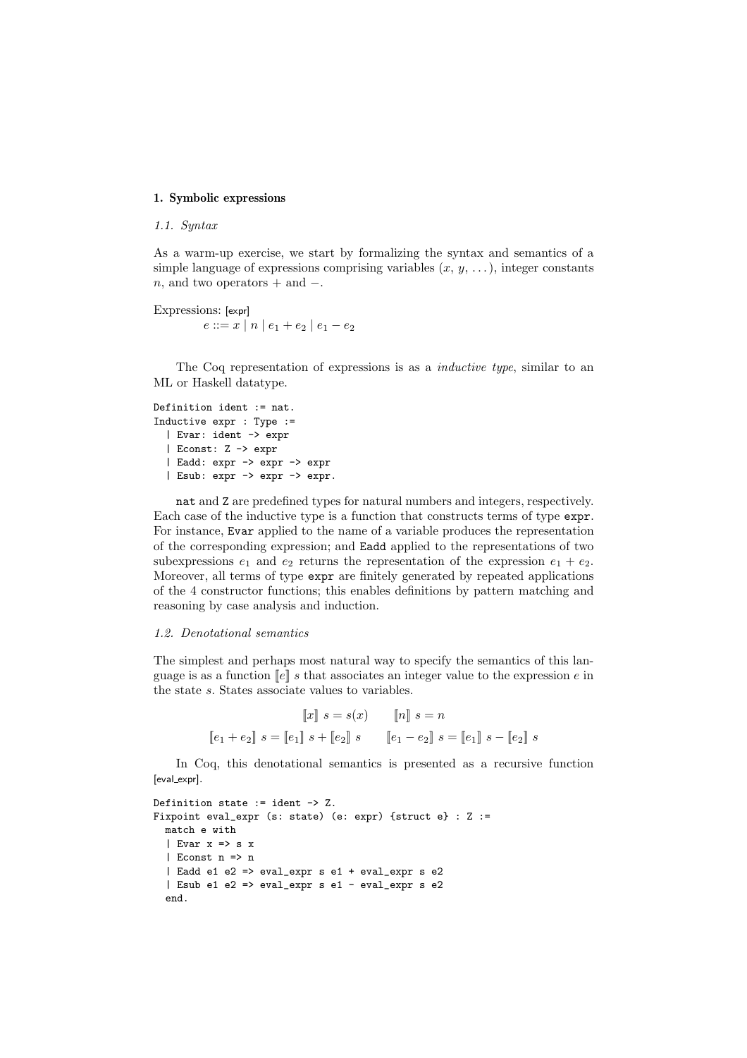## 1. Symbolic expressions

### 1.1. Syntax

As a warm-up exercise, we start by formalizing the syntax and semantics of a simple language of expressions comprising variables ($x$, $y$, ...), integer constants $n$, and two operators $+$ and $-$.

Expressions: [expr]

$$e ::= x \mid n \mid e_1 + e_2 \mid e_1 - e_2$$

The Coq representation of expressions is as a *inductive type*, similar to an ML or Haskell datatype.

```
Definition ident := nat.
Inductive expr : Type :=
  | Evar: ident -> expr
  | Econst: Z -> expr
  | Eadd: expr -> expr -> expr
  | Esub: expr -> expr -> expr.
```

`nat` and `Z` are predefined types for natural numbers and integers, respectively. Each case of the inductive type is a function that constructs terms of type `expr`. For instance, `Evar` applied to the name of a variable produces the representation of the corresponding expression; and `Eadd` applied to the representations of two subexpressions $e_1$ and $e_2$ returns the representation of the expression $e_1 + e_2$. Moreover, all terms of type `expr` are finitely generated by repeated applications of the 4 constructor functions; this enables definitions by pattern matching and reasoning by case analysis and induction.

### 1.2. Denotational semantics

The simplest and perhaps most natural way to specify the semantics of this language is as a function $[\![e]\!]\ s$ that associates an integer value to the expression $e$ in the state $s$. States associate values to variables.

$$[\![x]\!]\ s = s(x) \qquad [\![n]\!]\ s = n$$

$$[\![e_1 + e_2]\!]\ s = [\![e_1]\!]\ s + [\![e_2]\!]\ s \qquad [\![e_1 - e_2]\!]\ s = [\![e_1]\!]\ s - [\![e_2]\!]\ s$$

In Coq, this denotational semantics is presented as a recursive function [eval_expr].

```
Definition state := ident -> Z.
Fixpoint eval_expr (s: state) (e: expr) {struct e} : Z :=
  match e with
  | Evar x => s x
  | Econst n => n
  | Eadd e1 e2 => eval_expr s e1 + eval_expr s e2
  | Esub e1 e2 => eval_expr s e1 - eval_expr s e2
  end.
```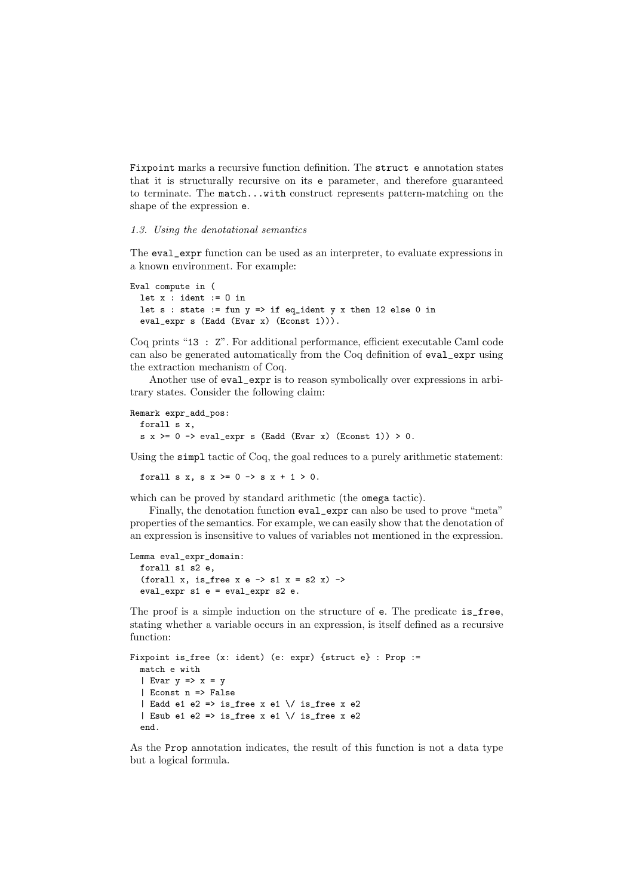`Fixpoint` marks a recursive function definition. The `struct e` annotation states that it is structurally recursive on its `e` parameter, and therefore guaranteed to terminate. The `match...with` construct represents pattern-matching on the shape of the expression `e`.

*1.3. Using the denotational semantics*

The `eval_expr` function can be used as an interpreter, to evaluate expressions in a known environment. For example:

```
Eval compute in (
  let x : ident := 0 in
  let s : state := fun y => if eq_ident y x then 12 else 0 in
  eval_expr s (Eadd (Evar x) (Econst 1))).
```

Coq prints "`13 : Z`". For additional performance, efficient executable Caml code can also be generated automatically from the Coq definition of `eval_expr` using the extraction mechanism of Coq.

Another use of `eval_expr` is to reason symbolically over expressions in arbitrary states. Consider the following claim:

```
Remark expr_add_pos:
  forall s x,
  s x >= 0 -> eval_expr s (Eadd (Evar x) (Econst 1)) > 0.
```

Using the `simpl` tactic of Coq, the goal reduces to a purely arithmetic statement:

```
  forall s x, s x >= 0 -> s x + 1 > 0.
```

which can be proved by standard arithmetic (the `omega` tactic).

Finally, the denotation function `eval_expr` can also be used to prove "meta" properties of the semantics. For example, we can easily show that the denotation of an expression is insensitive to values of variables not mentioned in the expression.

```
Lemma eval_expr_domain:
  forall s1 s2 e,
  (forall x, is_free x e -> s1 x = s2 x) ->
  eval_expr s1 e = eval_expr s2 e.
```

The proof is a simple induction on the structure of `e`. The predicate `is_free`, stating whether a variable occurs in an expression, is itself defined as a recursive function:

```
Fixpoint is_free (x: ident) (e: expr) {struct e} : Prop :=
  match e with
  | Evar y => x = y
  | Econst n => False
  | Eadd e1 e2 => is_free x e1 \/ is_free x e2
  | Esub e1 e2 => is_free x e1 \/ is_free x e2
  end.
```

As the `Prop` annotation indicates, the result of this function is not a data type but a logical formula.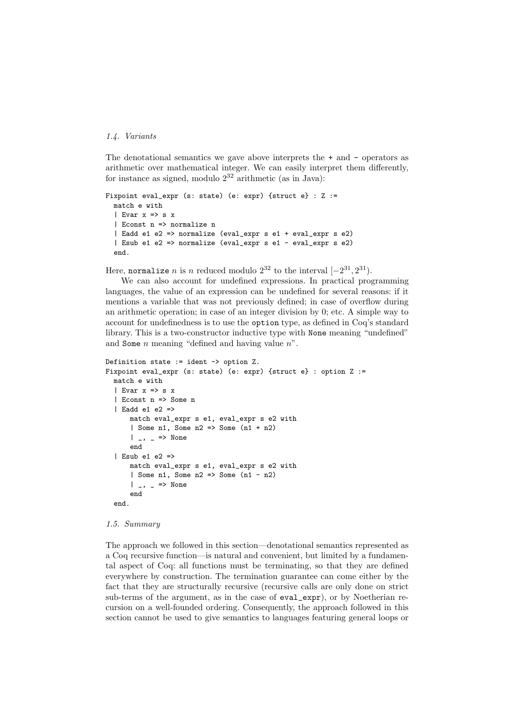### 1.4. Variants

The denotational semantics we gave above interprets the + and - operators as arithmetic over mathematical integer. We can easily interpret them differently, for instance as signed, modulo $2^{32}$ arithmetic (as in Java):

```
Fixpoint eval_expr (s: state) (e: expr) {struct e} : Z :=
  match e with
  | Evar x => s x
  | Econst n => normalize n
  | Eadd e1 e2 => normalize (eval_expr s e1 + eval_expr s e2)
  | Esub e1 e2 => normalize (eval_expr s e1 - eval_expr s e2)
  end.
```

Here, `normalize` $n$ is $n$ reduced modulo $2^{32}$ to the interval $[-2^{31}, 2^{31})$.

We can also account for undefined expressions. In practical programming languages, the value of an expression can be undefined for several reasons: if it mentions a variable that was not previously defined; in case of overflow during an arithmetic operation; in case of an integer division by 0; etc. A simple way to account for undefinedness is to use the `option` type, as defined in Coq's standard library. This is a two-constructor inductive type with `None` meaning "undefined" and `Some` $n$ meaning "defined and having value $n$".

```
Definition state := ident -> option Z.
Fixpoint eval_expr (s: state) (e: expr) {struct e} : option Z :=
  match e with
  | Evar x => s x
  | Econst n => Some n
  | Eadd e1 e2 =>
      match eval_expr s e1, eval_expr s e2 with
      | Some n1, Some n2 => Some (n1 + n2)
      | _, _ => None
      end
  | Esub e1 e2 =>
      match eval_expr s e1, eval_expr s e2 with
      | Some n1, Some n2 => Some (n1 - n2)
      | _, _ => None
      end
  end.
```

### 1.5. Summary

The approach we followed in this section—denotational semantics represented as a Coq recursive function—is natural and convenient, but limited by a fundamental aspect of Coq: all functions must be terminating, so that they are defined everywhere by construction. The termination guarantee can come either by the fact that they are structurally recursive (recursive calls are only done on strict sub-terms of the argument, as in the case of `eval_expr`), or by Noetherian recursion on a well-founded ordering. Consequently, the approach followed in this section cannot be used to give semantics to languages featuring general loops or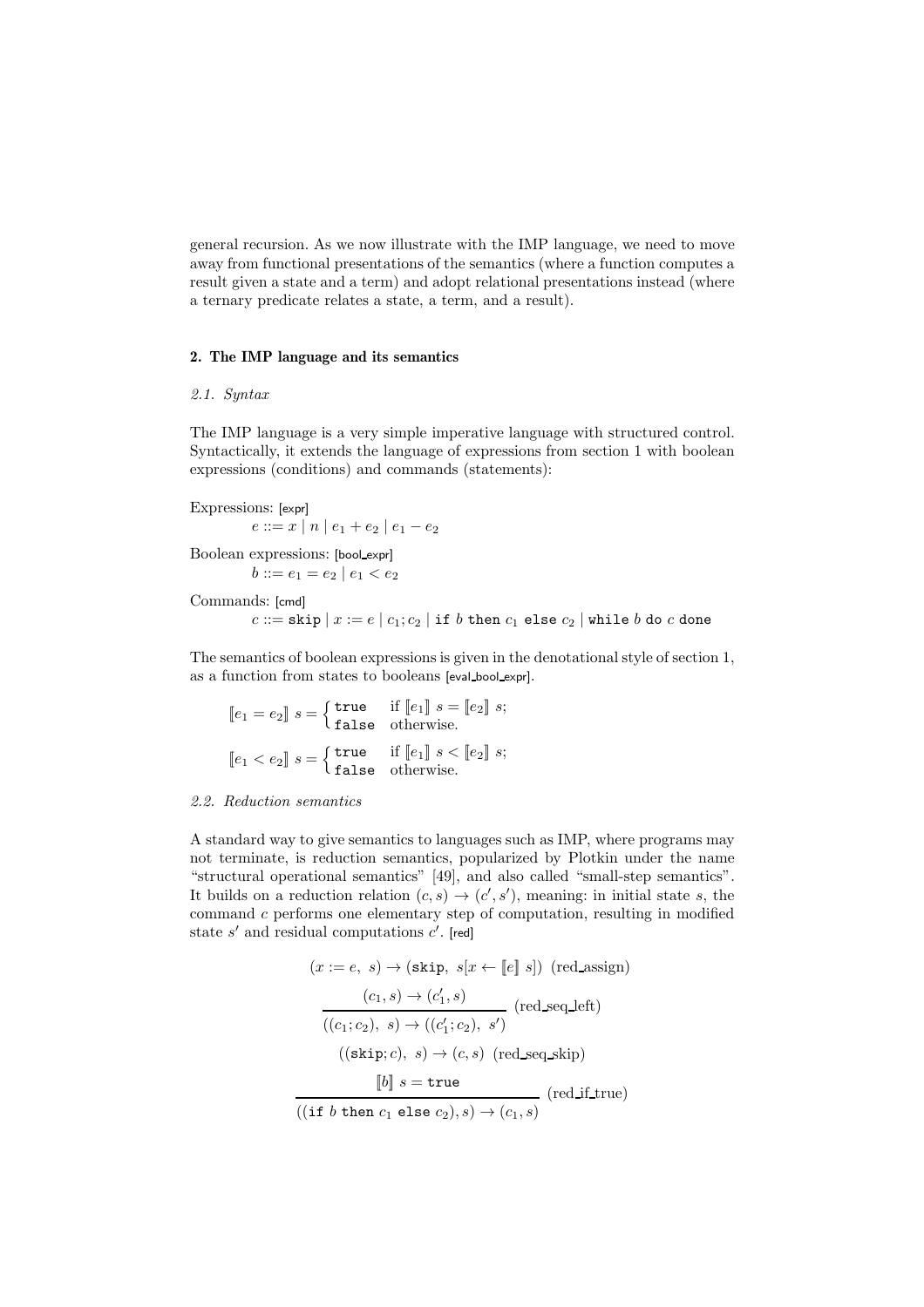general recursion. As we now illustrate with the IMP language, we need to move away from functional presentations of the semantics (where a function computes a result given a state and a term) and adopt relational presentations instead (where a ternary predicate relates a state, a term, and a result).

## 2. The IMP language and its semantics

### *2.1. Syntax*

The IMP language is a very simple imperative language with structured control. Syntactically, it extends the language of expressions from section 1 with boolean expressions (conditions) and commands (statements):

Expressions: [expr]

$$e ::= x \mid n \mid e_1 + e_2 \mid e_1 - e_2$$

Boolean expressions: [bool_expr]

$$b ::= e_1 = e_2 \mid e_1 < e_2$$

Commands: [cmd]

$$c ::= \texttt{skip} \mid x := e \mid c_1; c_2 \mid \texttt{if } b \texttt{ then } c_1 \texttt{ else } c_2 \mid \texttt{while } b \texttt{ do } c \texttt{ done}$$

The semantics of boolean expressions is given in the denotational style of section 1, as a function from states to booleans [eval_bool_expr].

$$[\![e_1 = e_2]\!]\ s = \begin{cases} \texttt{true} & \text{if } [\![e_1]\!]\ s = [\![e_2]\!]\ s; \\ \texttt{false} & \text{otherwise.} \end{cases}$$

$$[\![e_1 < e_2]\!]\ s = \begin{cases} \texttt{true} & \text{if } [\![e_1]\!]\ s < [\![e_2]\!]\ s; \\ \texttt{false} & \text{otherwise.} \end{cases}$$

### *2.2. Reduction semantics*

A standard way to give semantics to languages such as IMP, where programs may not terminate, is reduction semantics, popularized by Plotkin under the name "structural operational semantics" [49], and also called "small-step semantics". It builds on a reduction relation $(c, s) \rightarrow (c', s')$, meaning: in initial state $s$, the command $c$ performs one elementary step of computation, resulting in modified state $s'$ and residual computations $c'$. [red]

$$(x := e,\ s) \rightarrow (\texttt{skip},\ s[x \leftarrow [\![e]\!]\ s]) \quad \text{(red\_assign)}$$

$$\frac{(c_1, s) \rightarrow (c_1', s)}{((c_1; c_2),\ s) \rightarrow ((c_1'; c_2),\ s')} \quad \text{(red\_seq\_left)}$$

$$((\texttt{skip}; c),\ s) \rightarrow (c, s) \quad \text{(red\_seq\_skip)}$$

$$\frac{[\![b]\!]\ s = \texttt{true}}{((\texttt{if } b \texttt{ then } c_1 \texttt{ else } c_2), s) \rightarrow (c_1, s)} \quad \text{(red\_if\_true)}$$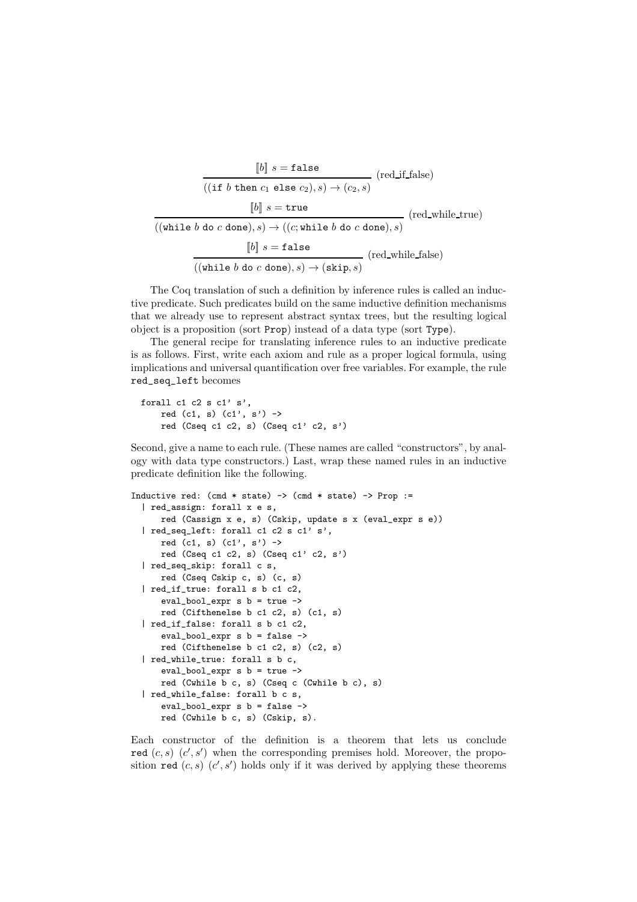$$\frac{[\![b]\!]\ s = \texttt{false}}{((\texttt{if}\ b\ \texttt{then}\ c_1\ \texttt{else}\ c_2), s) \rightarrow (c_2, s)}\ \text{(red\_if\_false)}$$

$$\frac{[\![b]\!]\ s = \texttt{true}}{((\texttt{while}\ b\ \texttt{do}\ c\ \texttt{done}), s) \rightarrow ((c; \texttt{while}\ b\ \texttt{do}\ c\ \texttt{done}), s)}\ \text{(red\_while\_true)}$$

$$\frac{[\![b]\!]\ s = \texttt{false}}{((\texttt{while}\ b\ \texttt{do}\ c\ \texttt{done}), s) \rightarrow (\texttt{skip}, s)}\ \text{(red\_while\_false)}$$

The Coq translation of such a definition by inference rules is called an inductive predicate. Such predicates build on the same inductive definition mechanisms that we already use to represent abstract syntax trees, but the resulting logical object is a proposition (sort `Prop`) instead of a data type (sort `Type`).

The general recipe for translating inference rules to an inductive predicate is as follows. First, write each axiom and rule as a proper logical formula, using implications and universal quantification over free variables. For example, the rule `red_seq_left` becomes

```
forall c1 c2 s c1' s',
    red (c1, s) (c1', s') ->
    red (Cseq c1 c2, s) (Cseq c1' c2, s')
```

Second, give a name to each rule. (These names are called "constructors", by analogy with data type constructors.) Last, wrap these named rules in an inductive predicate definition like the following.

```
Inductive red: (cmd * state) -> (cmd * state) -> Prop :=
  | red_assign: forall x e s,
      red (Cassign x e, s) (Cskip, update s x (eval_expr s e))
  | red_seq_left: forall c1 c2 s c1' s',
      red (c1, s) (c1', s') ->
      red (Cseq c1 c2, s) (Cseq c1' c2, s')
  | red_seq_skip: forall c s,
      red (Cseq Cskip c, s) (c, s)
  | red_if_true: forall s b c1 c2,
      eval_bool_expr s b = true ->
      red (Cifthenelse b c1 c2, s) (c1, s)
  | red_if_false: forall s b c1 c2,
      eval_bool_expr s b = false ->
      red (Cifthenelse b c1 c2, s) (c2, s)
  | red_while_true: forall s b c,
      eval_bool_expr s b = true ->
      red (Cwhile b c, s) (Cseq c (Cwhile b c), s)
  | red_while_false: forall b c s,
      eval_bool_expr s b = false ->
      red (Cwhile b c, s) (Cskip, s).
```

Each constructor of the definition is a theorem that lets us conclude `red` $(c, s)$ $(c', s')$ when the corresponding premises hold. Moreover, the proposition `red` $(c, s)$ $(c', s')$ holds only if it was derived by applying these theorems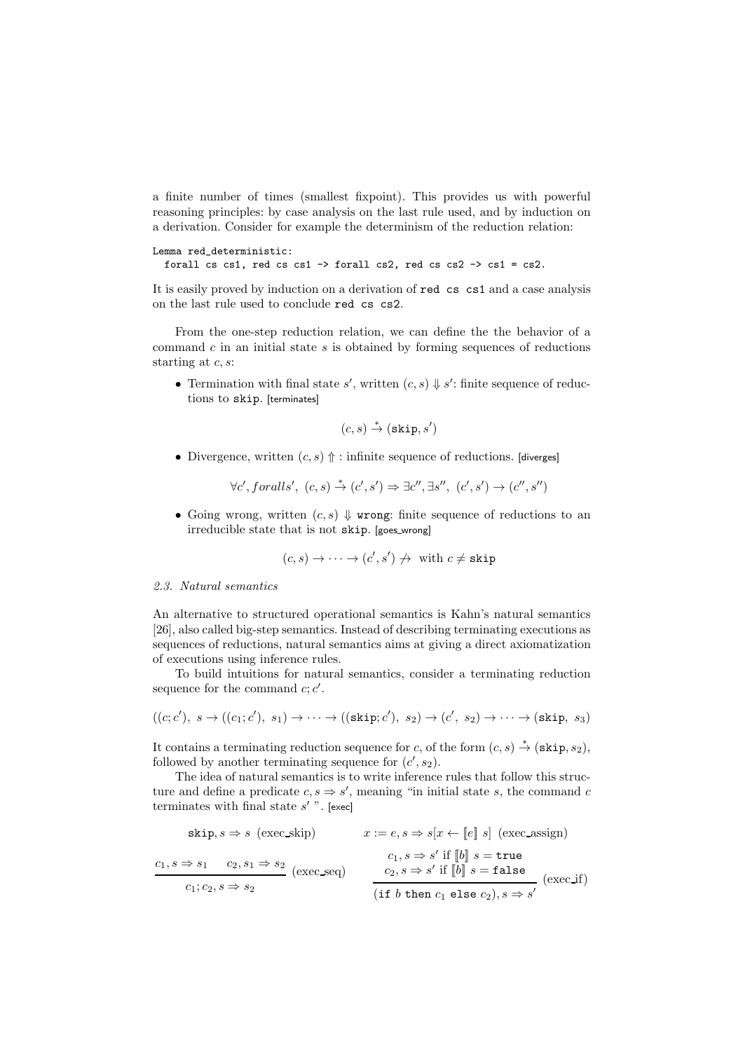a finite number of times (smallest fixpoint). This provides us with powerful reasoning principles: by case analysis on the last rule used, and by induction on a derivation. Consider for example the determinism of the reduction relation:

```
Lemma red_deterministic:
  forall cs cs1, red cs cs1 -> forall cs2, red cs cs2 -> cs1 = cs2.
```

It is easily proved by induction on a derivation of `red cs cs1` and a case analysis on the last rule used to conclude `red cs cs2`.

From the one-step reduction relation, we can define the the behavior of a command $c$ in an initial state $s$ is obtained by forming sequences of reductions starting at $c, s$:

- Termination with final state $s'$, written $(c, s) \Downarrow s'$: finite sequence of reductions to `skip`. [terminates]

$$(c, s) \xrightarrow{*} (\texttt{skip}, s')$$

- Divergence, written $(c, s) \Uparrow$ : infinite sequence of reductions. [diverges]

$$\forall c', foralls',\ (c, s) \xrightarrow{*} (c', s') \Rightarrow \exists c'', \exists s'',\ (c', s') \rightarrow (c'', s'')$$

- Going wrong, written $(c, s) \Downarrow \texttt{wrong}$: finite sequence of reductions to an irreducible state that is not `skip`. [goes_wrong]

$$(c, s) \rightarrow \cdots \rightarrow (c', s') \not\rightarrow \text{ with } c \neq \texttt{skip}$$

*2.3. Natural semantics*

An alternative to structured operational semantics is Kahn's natural semantics [26], also called big-step semantics. Instead of describing terminating executions as sequences of reductions, natural semantics aims at giving a direct axiomatization of executions using inference rules.

To build intuitions for natural semantics, consider a terminating reduction sequence for the command $c; c'$.

$$((c; c'),\ s \rightarrow ((c_1; c'),\ s_1) \rightarrow \cdots \rightarrow ((\texttt{skip}; c'),\ s_2) \rightarrow (c',\ s_2) \rightarrow \cdots \rightarrow (\texttt{skip},\ s_3)$$

It contains a terminating reduction sequence for $c$, of the form $(c, s) \xrightarrow{*} (\texttt{skip}, s_2)$, followed by another terminating sequence for $(c', s_2)$.

The idea of natural semantics is to write inference rules that follow this structure and define a predicate $c, s \Rightarrow s'$, meaning "in initial state $s$, the command $c$ terminates with final state $s'$ ". [exec]

$$\texttt{skip}, s \Rightarrow s \ \ (\text{exec\_skip}) \qquad\qquad x := e, s \Rightarrow s[x \leftarrow [\![e]\!]\ s] \ \ (\text{exec\_assign})$$

$$\frac{c_1, s \Rightarrow s_1 \quad c_2, s_1 \Rightarrow s_2}{c_1; c_2, s \Rightarrow s_2} \ (\text{exec\_seq}) \qquad \frac{\begin{array}{c} c_1, s \Rightarrow s' \text{ if } [\![b]\!]\ s = \texttt{true} \\ c_2, s \Rightarrow s' \text{ if } [\![b]\!]\ s = \texttt{false} \end{array}}{(\texttt{if } b \texttt{ then } c_1 \texttt{ else } c_2), s \Rightarrow s'} \ (\text{exec\_if})$$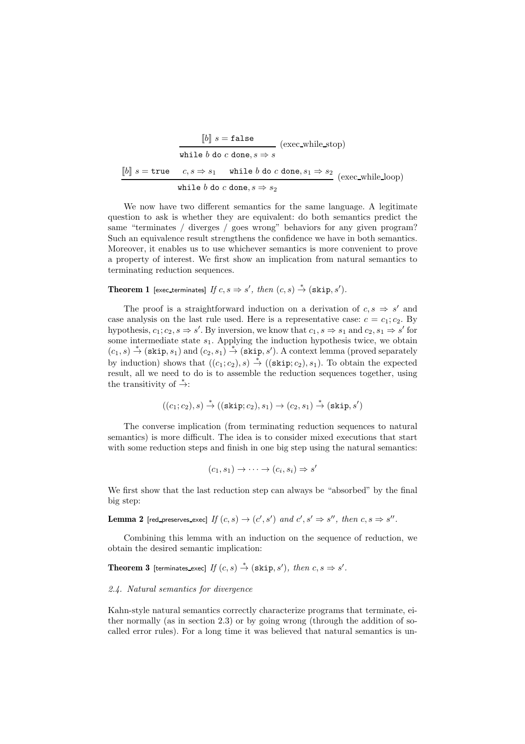$$\frac{[\![b]\!]\ s = \texttt{false}}{\texttt{while}\ b\ \texttt{do}\ c\ \texttt{done}, s \Rightarrow s}\ \text{(exec\_while\_stop)}$$

$$\frac{[\![b]\!]\ s = \texttt{true} \quad c, s \Rightarrow s_1 \quad \texttt{while}\ b\ \texttt{do}\ c\ \texttt{done}, s_1 \Rightarrow s_2}{\texttt{while}\ b\ \texttt{do}\ c\ \texttt{done}, s \Rightarrow s_2}\ \text{(exec\_while\_loop)}$$

We now have two different semantics for the same language. A legitimate question to ask is whether they are equivalent: do both semantics predict the same "terminates / diverges / goes wrong" behaviors for any given program? Such an equivalence result strengthens the confidence we have in both semantics. Moreover, it enables us to use whichever semantics is more convenient to prove a property of interest. We first show an implication from natural semantics to terminating reduction sequences.

**Theorem 1** [exec_terminates] *If* $c, s \Rightarrow s'$*, then* $(c, s) \stackrel{*}{\rightarrow} (\texttt{skip}, s')$.

The proof is a straightforward induction on a derivation of $c, s \Rightarrow s'$ and case analysis on the last rule used. Here is a representative case: $c = c_1; c_2$. By hypothesis, $c_1; c_2, s \Rightarrow s'$. By inversion, we know that $c_1, s \Rightarrow s_1$ and $c_2, s_1 \Rightarrow s'$ for some intermediate state $s_1$. Applying the induction hypothesis twice, we obtain $(c_1, s) \stackrel{*}{\rightarrow} (\texttt{skip}, s_1)$ and $(c_2, s_1) \stackrel{*}{\rightarrow} (\texttt{skip}, s')$. A context lemma (proved separately by induction) shows that $((c_1; c_2), s) \stackrel{*}{\rightarrow} ((\texttt{skip}; c_2), s_1)$. To obtain the expected result, all we need to do is to assemble the reduction sequences together, using the transitivity of $\stackrel{*}{\rightarrow}$:

$$((c_1; c_2), s) \stackrel{*}{\rightarrow} ((\texttt{skip}; c_2), s_1) \rightarrow (c_2, s_1) \stackrel{*}{\rightarrow} (\texttt{skip}, s')$$

The converse implication (from terminating reduction sequences to natural semantics) is more difficult. The idea is to consider mixed executions that start with some reduction steps and finish in one big step using the natural semantics:

$$(c_1, s_1) \rightarrow \cdots \rightarrow (c_i, s_i) \Rightarrow s'$$

We first show that the last reduction step can always be "absorbed" by the final big step:

**Lemma 2** [red_preserves_exec] *If* $(c, s) \rightarrow (c', s')$ *and* $c', s' \Rightarrow s''$*, then* $c, s \Rightarrow s''$.

Combining this lemma with an induction on the sequence of reduction, we obtain the desired semantic implication:

**Theorem 3** [terminates_exec] *If* $(c, s) \stackrel{*}{\rightarrow} (\texttt{skip}, s')$*, then* $c, s \Rightarrow s'$.

### *2.4. Natural semantics for divergence*

Kahn-style natural semantics correctly characterize programs that terminate, either normally (as in section 2.3) or by going wrong (through the addition of so-called error rules). For a long time it was believed that natural semantics is un-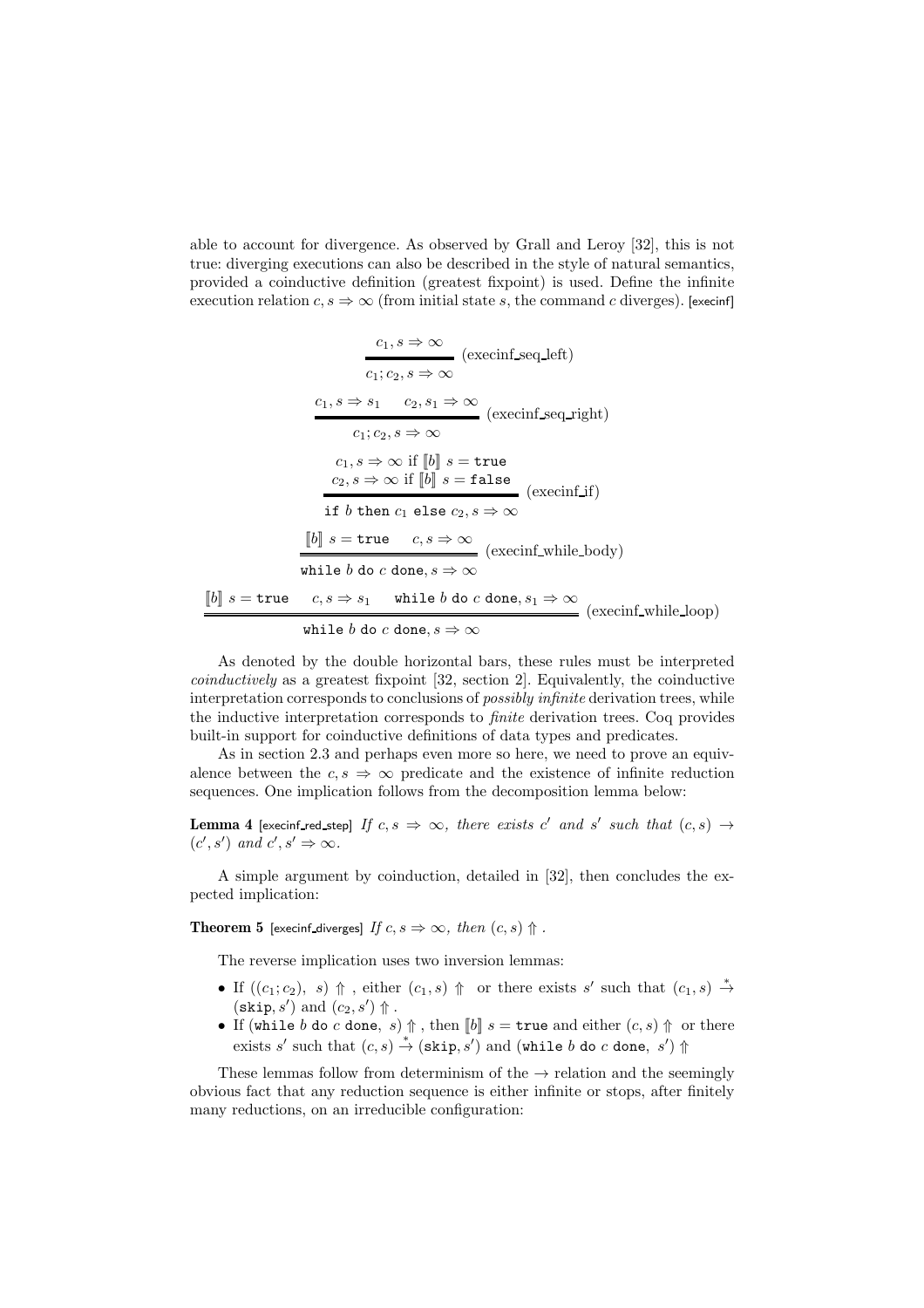able to account for divergence. As observed by Grall and Leroy [32], this is not true: diverging executions can also be described in the style of natural semantics, provided a coinductive definition (greatest fixpoint) is used. Define the infinite execution relation $c, s \Rightarrow \infty$ (from initial state $s$, the command $c$ diverges). [execinf]

$$\frac{c_1, s \Rightarrow \infty}{c_1; c_2, s \Rightarrow \infty} \text{ (execinf\_seq\_left)}$$

$$\frac{c_1, s \Rightarrow s_1 \qquad c_2, s_1 \Rightarrow \infty}{c_1; c_2, s \Rightarrow \infty} \text{ (execinf\_seq\_right)}$$

$$\frac{\begin{array}{c} c_1, s \Rightarrow \infty \text{ if } [\![b]\!]\ s = \texttt{true} \\ c_2, s \Rightarrow \infty \text{ if } [\![b]\!]\ s = \texttt{false} \end{array}}{\texttt{if } b \texttt{ then } c_1 \texttt{ else } c_2, s \Rightarrow \infty} \text{ (execinf\_if)}$$

$$\frac{[\![b]\!]\ s = \texttt{true} \qquad c, s \Rightarrow \infty}{\texttt{while } b \texttt{ do } c \texttt{ done}, s \Rightarrow \infty} \text{ (execinf\_while\_body)}$$

$$\frac{[\![b]\!]\ s = \texttt{true} \qquad c, s \Rightarrow s_1 \qquad \texttt{while } b \texttt{ do } c \texttt{ done}, s_1 \Rightarrow \infty}{\texttt{while } b \texttt{ do } c \texttt{ done}, s \Rightarrow \infty} \text{ (execinf\_while\_loop)}$$

As denoted by the double horizontal bars, these rules must be interpreted *coinductively* as a greatest fixpoint [32, section 2]. Equivalently, the coinductive interpretation corresponds to conclusions of *possibly infinite* derivation trees, while the inductive interpretation corresponds to *finite* derivation trees. Coq provides built-in support for coinductive definitions of data types and predicates.

As in section 2.3 and perhaps even more so here, we need to prove an equivalence between the $c, s \Rightarrow \infty$ predicate and the existence of infinite reduction sequences. One implication follows from the decomposition lemma below:

**Lemma 4** [execinf_red_step] *If $c, s \Rightarrow \infty$, there exists $c'$ and $s'$ such that $(c, s) \rightarrow (c', s')$ and $c', s' \Rightarrow \infty$.*

A simple argument by coinduction, detailed in [32], then concludes the expected implication:

**Theorem 5** [execinf_diverges] *If $c, s \Rightarrow \infty$, then $(c, s) \Uparrow$.*

The reverse implication uses two inversion lemmas:

- If $((c_1; c_2),\ s) \Uparrow$, either $(c_1, s) \Uparrow$ or there exists $s'$ such that $(c_1, s) \stackrel{*}{\rightarrow} (\texttt{skip}, s')$ and $(c_2, s') \Uparrow$.
- If $(\texttt{while } b \texttt{ do } c \texttt{ done},\ s) \Uparrow$, then $[\![b]\!]\ s = \texttt{true}$ and either $(c, s) \Uparrow$ or there exists $s'$ such that $(c, s) \stackrel{*}{\rightarrow} (\texttt{skip}, s')$ and $(\texttt{while } b \texttt{ do } c \texttt{ done},\ s') \Uparrow$

These lemmas follow from determinism of the $\rightarrow$ relation and the seemingly obvious fact that any reduction sequence is either infinite or stops, after finitely many reductions, on an irreducible configuration: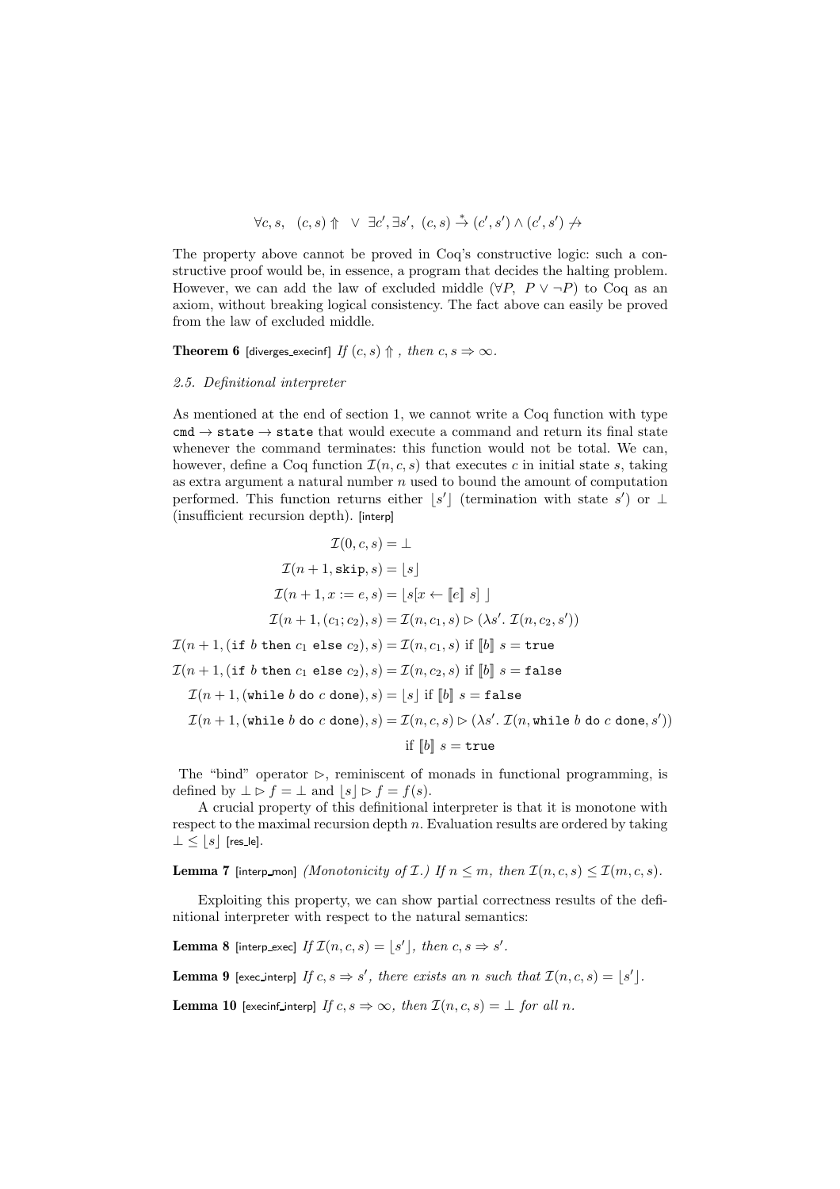$$\forall c, s, \quad (c, s) \Uparrow \quad \vee \quad \exists c', \exists s', \ (c, s) \xrightarrow{*} (c', s') \wedge (c', s') \not\rightarrow$$

The property above cannot be proved in Coq's constructive logic: such a constructive proof would be, in essence, a program that decides the halting problem. However, we can add the law of excluded middle ($\forall P, \ P \vee \neg P$) to Coq as an axiom, without breaking logical consistency. The fact above can easily be proved from the law of excluded middle.

**Theorem 6** [diverges_execinf] *If* $(c, s) \Uparrow$ *, then* $c, s \Rightarrow \infty$.

*2.5. Definitional interpreter*

As mentioned at the end of section 1, we cannot write a Coq function with type `cmd` $\rightarrow$ `state` $\rightarrow$ `state` that would execute a command and return its final state whenever the command terminates: this function would not be total. We can, however, define a Coq function $\mathcal{I}(n, c, s)$ that executes $c$ in initial state $s$, taking as extra argument a natural number $n$ used to bound the amount of computation performed. This function returns either $\lfloor s' \rfloor$ (termination with state $s'$) or $\perp$ (insufficient recursion depth). [interp]

$$
\begin{aligned}
\mathcal{I}(0, c, s) &= \perp \\
\mathcal{I}(n+1, \texttt{skip}, s) &= \lfloor s \rfloor \\
\mathcal{I}(n+1, x := e, s) &= \lfloor s[x \leftarrow [\![e]\!] \ s] \ \rfloor \\
\mathcal{I}(n+1, (c_1; c_2), s) &= \mathcal{I}(n, c_1, s) \rhd (\lambda s'. \ \mathcal{I}(n, c_2, s')) \\
\mathcal{I}(n+1, (\texttt{if } b \texttt{ then } c_1 \texttt{ else } c_2), s) &= \mathcal{I}(n, c_1, s) \text{ if } [\![b]\!] \ s = \texttt{true} \\
\mathcal{I}(n+1, (\texttt{if } b \texttt{ then } c_1 \texttt{ else } c_2), s) &= \mathcal{I}(n, c_2, s) \text{ if } [\![b]\!] \ s = \texttt{false} \\
\mathcal{I}(n+1, (\texttt{while } b \texttt{ do } c \texttt{ done}), s) &= \lfloor s \rfloor \text{ if } [\![b]\!] \ s = \texttt{false} \\
\mathcal{I}(n+1, (\texttt{while } b \texttt{ do } c \texttt{ done}), s) &= \mathcal{I}(n, c, s) \rhd (\lambda s'. \ \mathcal{I}(n, \texttt{while } b \texttt{ do } c \texttt{ done}, s')) \\
&\qquad \text{if } [\![b]\!] \ s = \texttt{true}
\end{aligned}
$$

The "bind" operator $\rhd$, reminiscent of monads in functional programming, is defined by $\perp \rhd f = \perp$ and $\lfloor s \rfloor \rhd f = f(s)$.

A crucial property of this definitional interpreter is that it is monotone with respect to the maximal recursion depth $n$. Evaluation results are ordered by taking $\perp \leq \lfloor s \rfloor$ [res_le].

**Lemma 7** [interp_mon] *(Monotonicity of* $\mathcal{I}$*.) If* $n \leq m$*, then* $\mathcal{I}(n, c, s) \leq \mathcal{I}(m, c, s)$.

Exploiting this property, we can show partial correctness results of the definitional interpreter with respect to the natural semantics:

**Lemma 8** [interp_exec] *If* $\mathcal{I}(n, c, s) = \lfloor s' \rfloor$*, then* $c, s \Rightarrow s'$.

**Lemma 9** [exec_interp] *If* $c, s \Rightarrow s'$*, there exists an* $n$ *such that* $\mathcal{I}(n, c, s) = \lfloor s' \rfloor$.

**Lemma 10** [execinf_interp] *If* $c, s \Rightarrow \infty$*, then* $\mathcal{I}(n, c, s) = \perp$ *for all* $n$.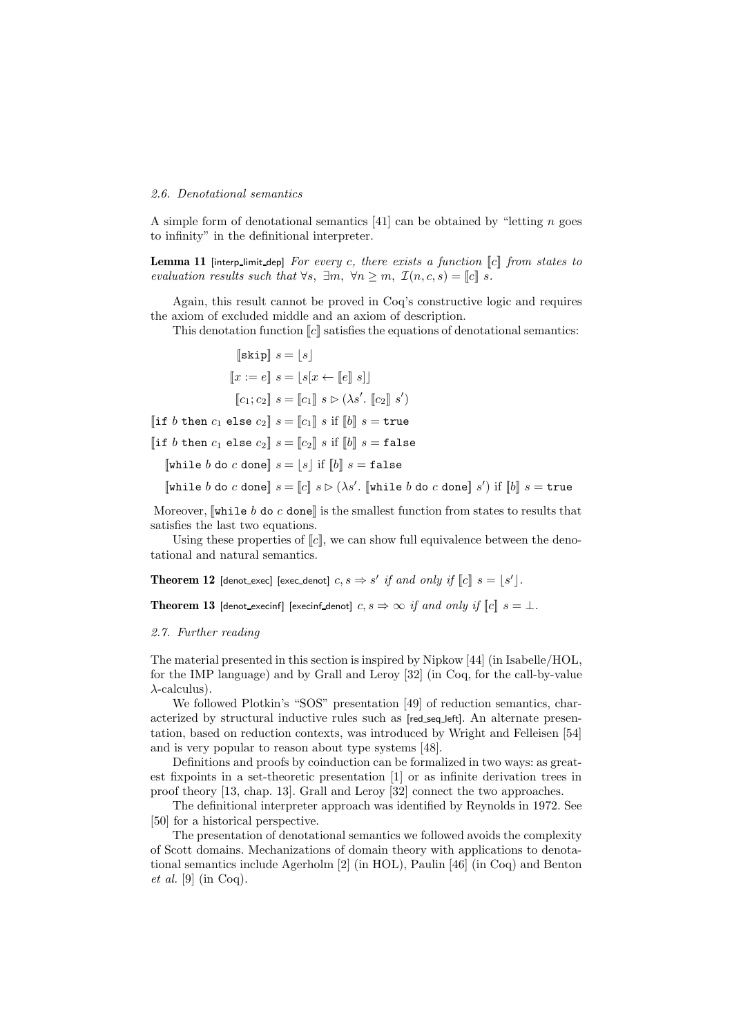*2.6. Denotational semantics*

A simple form of denotational semantics [41] can be obtained by "letting $n$ goes to infinity" in the definitional interpreter.

**Lemma 11** [interp_limit_dep] *For every $c$, there exists a function $[\![c]\!]$ from states to evaluation results such that $\forall s,\ \exists m,\ \forall n \geq m,\ \mathcal{I}(n, c, s) = [\![c]\!]\ s$.*

Again, this result cannot be proved in Coq's constructive logic and requires the axiom of excluded middle and an axiom of description.

This denotation function $[\![c]\!]$ satisfies the equations of denotational semantics:

$$
\begin{aligned}
[\![\texttt{skip}]\!]\ s &= \lfloor s \rfloor \\
[\![x := e]\!]\ s &= \lfloor s[x \leftarrow [\![e]\!]\ s] \rfloor \\
[\![c_1; c_2]\!]\ s &= [\![c_1]\!]\ s \rhd (\lambda s'.\ [\![c_2]\!]\ s') \\
[\![\texttt{if}\ b\ \texttt{then}\ c_1\ \texttt{else}\ c_2]\!]\ s &= [\![c_1]\!]\ s \text{ if } [\![b]\!]\ s = \texttt{true} \\
[\![\texttt{if}\ b\ \texttt{then}\ c_1\ \texttt{else}\ c_2]\!]\ s &= [\![c_2]\!]\ s \text{ if } [\![b]\!]\ s = \texttt{false} \\
[\![\texttt{while}\ b\ \texttt{do}\ c\ \texttt{done}]\!]\ s &= \lfloor s \rfloor \text{ if } [\![b]\!]\ s = \texttt{false} \\
[\![\texttt{while}\ b\ \texttt{do}\ c\ \texttt{done}]\!]\ s &= [\![c]\!]\ s \rhd (\lambda s'.\ [\![\texttt{while}\ b\ \texttt{do}\ c\ \texttt{done}]\!]\ s') \text{ if } [\![b]\!]\ s = \texttt{true}
\end{aligned}
$$

Moreover, $[\![\texttt{while}\ b\ \texttt{do}\ c\ \texttt{done}]\!]$ is the smallest function from states to results that satisfies the last two equations.

Using these properties of $[\![c]\!]$, we can show full equivalence between the denotational and natural semantics.

**Theorem 12** [denot_exec] [exec_denot] *$c, s \Rightarrow s'$ if and only if $[\![c]\!]\ s = \lfloor s' \rfloor$.*

**Theorem 13** [denot_execinf] [execinf_denot] *$c, s \Rightarrow \infty$ if and only if $[\![c]\!]\ s = \bot$.*

*2.7. Further reading*

The material presented in this section is inspired by Nipkow [44] (in Isabelle/HOL, for the IMP language) and by Grall and Leroy [32] (in Coq, for the call-by-value $\lambda$-calculus).

We followed Plotkin's "SOS" presentation [49] of reduction semantics, characterized by structural inductive rules such as [red_seq_left]. An alternate presentation, based on reduction contexts, was introduced by Wright and Felleisen [54] and is very popular to reason about type systems [48].

Definitions and proofs by coinduction can be formalized in two ways: as greatest fixpoints in a set-theoretic presentation [1] or as infinite derivation trees in proof theory [13, chap. 13]. Grall and Leroy [32] connect the two approaches.

The definitional interpreter approach was identified by Reynolds in 1972. See [50] for a historical perspective.

The presentation of denotational semantics we followed avoids the complexity of Scott domains. Mechanizations of domain theory with applications to denotational semantics include Agerholm [2] (in HOL), Paulin [46] (in Coq) and Benton *et al.* [9] (in Coq).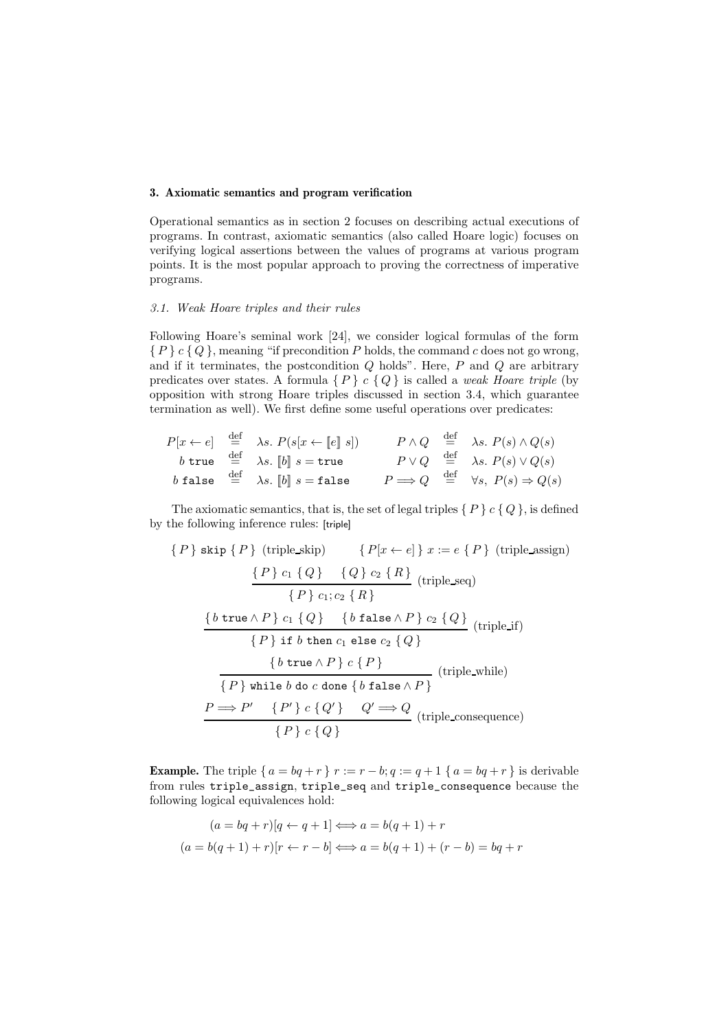## 3. Axiomatic semantics and program verification

Operational semantics as in section 2 focuses on describing actual executions of programs. In contrast, axiomatic semantics (also called Hoare logic) focuses on verifying logical assertions between the values of programs at various program points. It is the most popular approach to proving the correctness of imperative programs.

### 3.1. Weak Hoare triples and their rules

Following Hoare's seminal work [24], we consider logical formulas of the form $\{ P \}\ c\ \{ Q \}$, meaning "if precondition $P$ holds, the command $c$ does not go wrong, and if it terminates, the postcondition $Q$ holds". Here, $P$ and $Q$ are arbitrary predicates over states. A formula $\{ P \}\ c\ \{ Q \}$ is called a *weak Hoare triple* (by opposition with strong Hoare triples discussed in section 3.4, which guarantee termination as well). We first define some useful operations over predicates:

$$
\begin{array}{rclrcl}
P[x \leftarrow e] & \stackrel{\text{def}}{=} & \lambda s.\ P(s[x \leftarrow \llbracket e \rrbracket\ s]) & P \wedge Q & \stackrel{\text{def}}{=} & \lambda s.\ P(s) \wedge Q(s) \\
b\ \texttt{true} & \stackrel{\text{def}}{=} & \lambda s.\ \llbracket b \rrbracket\ s = \texttt{true} & P \vee Q & \stackrel{\text{def}}{=} & \lambda s.\ P(s) \vee Q(s) \\
b\ \texttt{false} & \stackrel{\text{def}}{=} & \lambda s.\ \llbracket b \rrbracket\ s = \texttt{false} & P \Longrightarrow Q & \stackrel{\text{def}}{=} & \forall s,\ P(s) \Rightarrow Q(s)
\end{array}
$$

The axiomatic semantics, that is, the set of legal triples $\{ P \}\ c\ \{ Q \}$, is defined by the following inference rules: [triple]

$$
\{ P \}\ \texttt{skip}\ \{ P \}\ \text{(triple\_skip)} \qquad \{ P[x \leftarrow e] \}\ x := e\ \{ P \}\ \text{(triple\_assign)}
$$

$$
\frac{\{ P \}\ c_1\ \{ Q \} \quad \{ Q \}\ c_2\ \{ R \}}{\{ P \}\ c_1; c_2\ \{ R \}}\ \text{(triple\_seq)}
$$

$$
\frac{\{ b\ \texttt{true} \wedge P \}\ c_1\ \{ Q \} \quad \{ b\ \texttt{false} \wedge P \}\ c_2\ \{ Q \}}{\{ P \}\ \texttt{if}\ b\ \texttt{then}\ c_1\ \texttt{else}\ c_2\ \{ Q \}}\ \text{(triple\_if)}
$$

$$
\frac{\{ b\ \texttt{true} \wedge P \}\ c\ \{ P \}}{\{ P \}\ \texttt{while}\ b\ \texttt{do}\ c\ \texttt{done}\ \{ b\ \texttt{false} \wedge P \}}\ \text{(triple\_while)}
$$

$$
\frac{P \Longrightarrow P' \quad \{ P' \}\ c\ \{ Q' \} \quad Q' \Longrightarrow Q}{\{ P \}\ c\ \{ Q \}}\ \text{(triple\_consequence)}
$$

**Example.** The triple $\{ a = bq + r \}\ r := r - b; q := q + 1\ \{ a = bq + r \}$ is derivable from rules `triple_assign`, `triple_seq` and `triple_consequence` because the following logical equivalences hold:

$$
(a = bq + r)[q \leftarrow q + 1] \Longleftrightarrow a = b(q + 1) + r
$$

$$
(a = b(q + 1) + r)[r \leftarrow r - b] \Longleftrightarrow a = b(q + 1) + (r - b) = bq + r
$$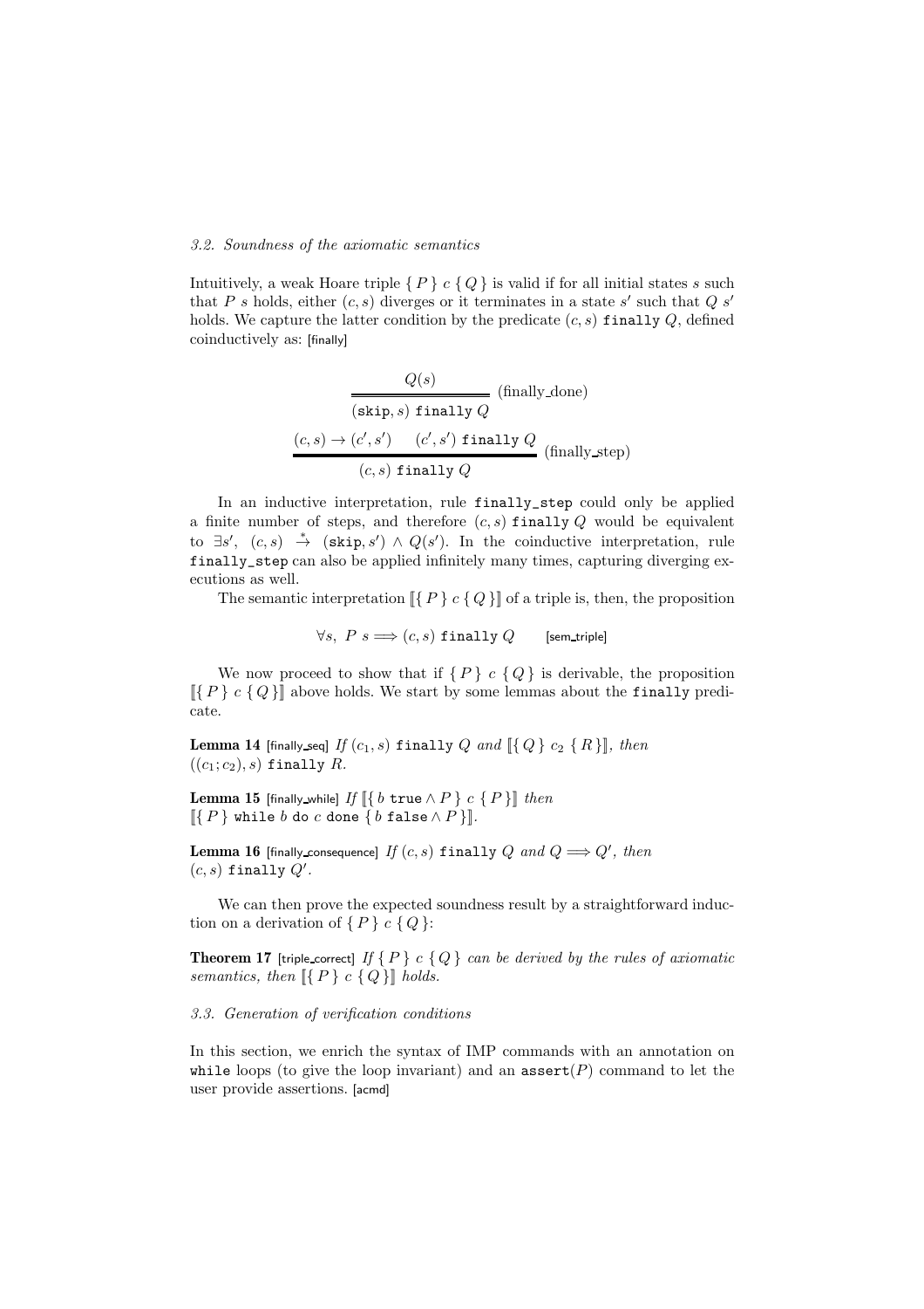### 3.2. Soundness of the axiomatic semantics

Intuitively, a weak Hoare triple $\{ P \} \ c \ \{ Q \}$ is valid if for all initial states $s$ such that $P \ s$ holds, either $(c, s)$ diverges or it terminates in a state $s'$ such that $Q \ s'$ holds. We capture the latter condition by the predicate $(c, s)$ `finally` $Q$, defined coinductively as: [finally]

$$\frac{Q(s)}{(\texttt{skip}, s) \ \texttt{finally} \ Q} \ \text{(finally\_done)}$$

$$\frac{(c, s) \rightarrow (c', s') \qquad (c', s') \ \texttt{finally} \ Q}{(c, s) \ \texttt{finally} \ Q} \ \text{(finally\_step)}$$

In an inductive interpretation, rule `finally_step` could only be applied a finite number of steps, and therefore $(c, s)$ `finally` $Q$ would be equivalent to $\exists s', \ (c, s) \stackrel{*}{\rightarrow} (\texttt{skip}, s') \wedge Q(s')$. In the coinductive interpretation, rule `finally_step` can also be applied infinitely many times, capturing diverging executions as well.

The semantic interpretation $[\![\{ P \} \ c \ \{ Q \}]\!]$ of a triple is, then, the proposition

$$\forall s, \ P \ s \Longrightarrow (c, s) \ \texttt{finally} \ Q \qquad \text{[sem\_triple]}$$

We now proceed to show that if $\{ P \} \ c \ \{ Q \}$ is derivable, the proposition $[\![\{ P \} \ c \ \{ Q \}]\!]$ above holds. We start by some lemmas about the `finally` predicate.

**Lemma 14** [finally_seq] *If* $(c_1, s)$ `finally` $Q$ *and* $[\![\{ Q \} \ c_2 \ \{ R \}]\!]$*, then* $((c_1; c_2), s)$ `finally` $R$.

**Lemma 15** [finally_while] *If* $[\![\{ b \ \texttt{true} \wedge P \} \ c \ \{ P \}]\!]$ *then* $[\![\{ P \} \ \texttt{while} \ b \ \texttt{do} \ c \ \texttt{done} \ \{ b \ \texttt{false} \wedge P \}]\!]$.

**Lemma 16** [finally_consequence] *If* $(c, s)$ `finally` $Q$ *and* $Q \Longrightarrow Q'$*, then* $(c, s)$ `finally` $Q'$.

We can then prove the expected soundness result by a straightforward induction on a derivation of $\{ P \} \ c \ \{ Q \}$:

**Theorem 17** [triple_correct] *If* $\{ P \} \ c \ \{ Q \}$ *can be derived by the rules of axiomatic semantics, then* $[\![\{ P \} \ c \ \{ Q \}]\!]$ *holds.*

### 3.3. Generation of verification conditions

In this section, we enrich the syntax of IMP commands with an annotation on `while` loops (to give the loop invariant) and an `assert`$(P)$ command to let the user provide assertions. [acmd]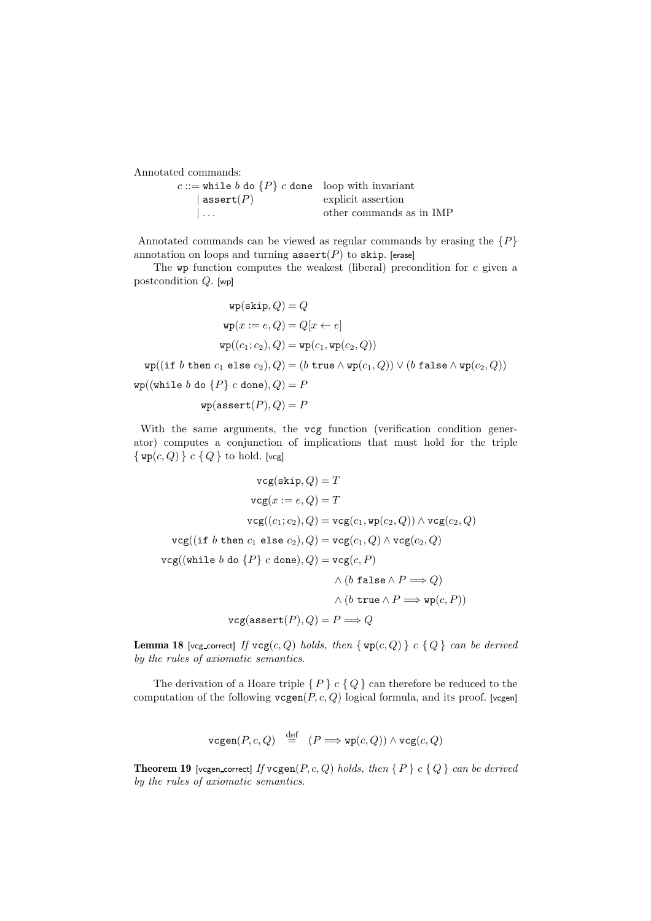Annotated commands:

$$
\begin{array}{lll}
c ::= \texttt{while}\ b\ \texttt{do}\ \{P\}\ c\ \texttt{done} & & \text{loop with invariant} \\
\quad \mid \texttt{assert}(P) & & \text{explicit assertion} \\
\quad \mid \ldots & & \text{other commands as in IMP}
\end{array}
$$

Annotated commands can be viewed as regular commands by erasing the $\{P\}$ annotation on loops and turning $\texttt{assert}(P)$ to $\texttt{skip}$. [erase]

The $\texttt{wp}$ function computes the weakest (liberal) precondition for $c$ given a postcondition $Q$. [wp]

$$
\begin{aligned}
\texttt{wp}(\texttt{skip}, Q) &= Q \\
\texttt{wp}(x := e, Q) &= Q[x \leftarrow e] \\
\texttt{wp}((c_1; c_2), Q) &= \texttt{wp}(c_1, \texttt{wp}(c_2, Q)) \\
\texttt{wp}((\texttt{if}\ b\ \texttt{then}\ c_1\ \texttt{else}\ c_2), Q) &= (b\ \texttt{true} \wedge \texttt{wp}(c_1, Q)) \vee (b\ \texttt{false} \wedge \texttt{wp}(c_2, Q)) \\
\texttt{wp}((\texttt{while}\ b\ \texttt{do}\ \{P\}\ c\ \texttt{done}), Q) &= P \\
\texttt{wp}(\texttt{assert}(P), Q) &= P
\end{aligned}
$$

With the same arguments, the $\texttt{vcg}$ function (verification condition generator) computes a conjunction of implications that must hold for the triple $\{\ \texttt{wp}(c, Q)\ \}\ c\ \{\ Q\ \}$ to hold. [vcg]

$$
\begin{aligned}
\texttt{vcg}(\texttt{skip}, Q) &= T \\
\texttt{vcg}(x := e, Q) &= T \\
\texttt{vcg}((c_1; c_2), Q) &= \texttt{vcg}(c_1, \texttt{wp}(c_2, Q)) \wedge \texttt{vcg}(c_2, Q) \\
\texttt{vcg}((\texttt{if}\ b\ \texttt{then}\ c_1\ \texttt{else}\ c_2), Q) &= \texttt{vcg}(c_1, Q) \wedge \texttt{vcg}(c_2, Q) \\
\texttt{vcg}((\texttt{while}\ b\ \texttt{do}\ \{P\}\ c\ \texttt{done}), Q) &= \texttt{vcg}(c, P) \\
&\quad \wedge (b\ \texttt{false} \wedge P \Longrightarrow Q) \\
&\quad \wedge (b\ \texttt{true} \wedge P \Longrightarrow \texttt{wp}(c, P)) \\
\texttt{vcg}(\texttt{assert}(P), Q) &= P \Longrightarrow Q
\end{aligned}
$$

**Lemma 18** [vcg_correct] *If $\texttt{vcg}(c, Q)$ holds, then $\{\ \texttt{wp}(c, Q)\ \}\ c\ \{\ Q\ \}$ can be derived by the rules of axiomatic semantics.*

The derivation of a Hoare triple $\{\ P\ \}\ c\ \{\ Q\ \}$ can therefore be reduced to the computation of the following $\texttt{vcgen}(P, c, Q)$ logical formula, and its proof. [vcgen]

$$
\texttt{vcgen}(P, c, Q) \stackrel{\text{def}}{=} (P \Longrightarrow \texttt{wp}(c, Q)) \wedge \texttt{vcg}(c, Q)
$$

**Theorem 19** [vcgen_correct] *If $\texttt{vcgen}(P, c, Q)$ holds, then $\{\ P\ \}\ c\ \{\ Q\ \}$ can be derived by the rules of axiomatic semantics.*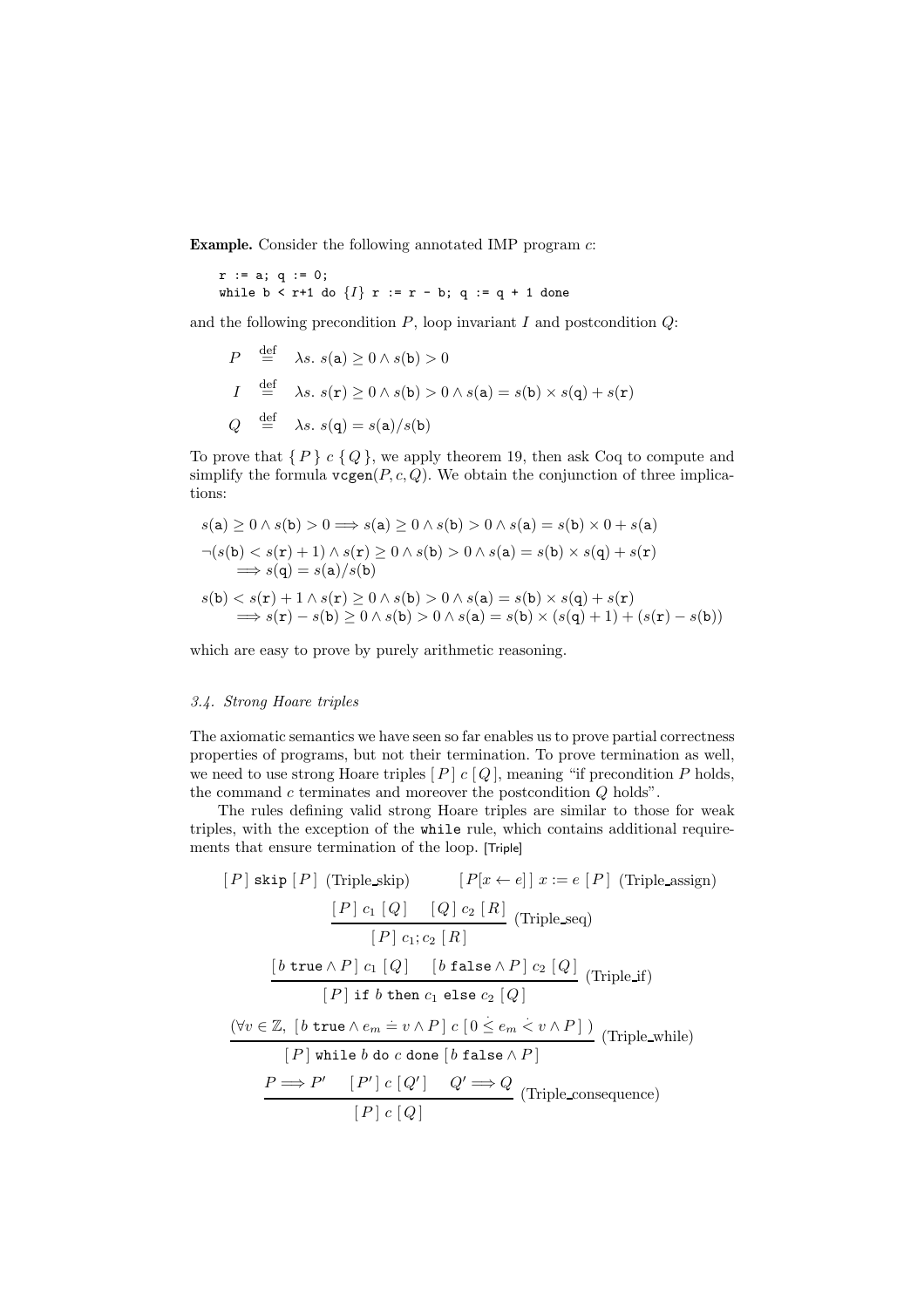**Example.** Consider the following annotated IMP program $c$:

```
r := a; q := 0;
while b < r+1 do {I} r := r - b; q := q + 1 done
```

and the following precondition $P$, loop invariant $I$ and postcondition $Q$:

$$P \stackrel{\text{def}}{=} \lambda s.\ s(\mathtt{a}) \geq 0 \wedge s(\mathtt{b}) > 0$$

$$I \stackrel{\text{def}}{=} \lambda s.\ s(\mathtt{r}) \geq 0 \wedge s(\mathtt{b}) > 0 \wedge s(\mathtt{a}) = s(\mathtt{b}) \times s(\mathtt{q}) + s(\mathtt{r})$$

$$Q \stackrel{\text{def}}{=} \lambda s.\ s(\mathtt{q}) = s(\mathtt{a})/s(\mathtt{b})$$

To prove that $\{\, P \,\}\ c\ \{\, Q \,\}$, we apply theorem 19, then ask Coq to compute and simplify the formula $\mathtt{vcgen}(P, c, Q)$. We obtain the conjunction of three implications:

$$s(\mathtt{a}) \geq 0 \wedge s(\mathtt{b}) > 0 \Longrightarrow s(\mathtt{a}) \geq 0 \wedge s(\mathtt{b}) > 0 \wedge s(\mathtt{a}) = s(\mathtt{b}) \times 0 + s(\mathtt{a})$$

$$\neg(s(\mathtt{b}) < s(\mathtt{r}) + 1) \wedge s(\mathtt{r}) \geq 0 \wedge s(\mathtt{b}) > 0 \wedge s(\mathtt{a}) = s(\mathtt{b}) \times s(\mathtt{q}) + s(\mathtt{r}) \\ \Longrightarrow s(\mathtt{q}) = s(\mathtt{a})/s(\mathtt{b})$$

$$s(\mathtt{b}) < s(\mathtt{r}) + 1 \wedge s(\mathtt{r}) \geq 0 \wedge s(\mathtt{b}) > 0 \wedge s(\mathtt{a}) = s(\mathtt{b}) \times s(\mathtt{q}) + s(\mathtt{r}) \\ \Longrightarrow s(\mathtt{r}) - s(\mathtt{b}) \geq 0 \wedge s(\mathtt{b}) > 0 \wedge s(\mathtt{a}) = s(\mathtt{b}) \times (s(\mathtt{q}) + 1) + (s(\mathtt{r}) - s(\mathtt{b}))$$

which are easy to prove by purely arithmetic reasoning.

### *3.4. Strong Hoare triples*

The axiomatic semantics we have seen so far enables us to prove partial correctness properties of programs, but not their termination. To prove termination as well, we need to use strong Hoare triples $[\, P \,]\ c\ [\, Q \,]$, meaning "if precondition $P$ holds, the command $c$ terminates and moreover the postcondition $Q$ holds".

The rules defining valid strong Hoare triples are similar to those for weak triples, with the exception of the `while` rule, which contains additional requirements that ensure termination of the loop. [Triple]

$$[\, P \,]\ \mathtt{skip}\ [\, P \,]\ \text{(Triple\_skip)} \qquad [\, P[x \leftarrow e] \,]\ x := e\ [\, P \,]\ \text{(Triple\_assign)}$$

$$\frac{[\, P \,]\ c_1\ [\, Q \,] \qquad [\, Q \,]\ c_2\ [\, R \,]}{[\, P \,]\ c_1; c_2\ [\, R \,]}\ \text{(Triple\_seq)}$$

$$\frac{[\, b\ \mathtt{true} \wedge P \,]\ c_1\ [\, Q \,] \qquad [\, b\ \mathtt{false} \wedge P \,]\ c_2\ [\, Q \,]}{[\, P \,]\ \mathtt{if}\ b\ \mathtt{then}\ c_1\ \mathtt{else}\ c_2\ [\, Q \,]}\ \text{(Triple\_if)}$$

$$\frac{(\forall v \in \mathbb{Z},\ [\, b\ \mathtt{true} \wedge e_m \doteq v \wedge P \,]\ c\ [\, 0 \mathrel{\dot{\leq}} e_m \mathrel{\dot{<}} v \wedge P \,]\ )}{[\, P \,]\ \mathtt{while}\ b\ \mathtt{do}\ c\ \mathtt{done}\ [\, b\ \mathtt{false} \wedge P \,]}\ \text{(Triple\_while)}$$

$$\frac{P \Longrightarrow P' \qquad [\, P' \,]\ c\ [\, Q' \,] \qquad Q' \Longrightarrow Q}{[\, P \,]\ c\ [\, Q \,]}\ \text{(Triple\_consequence)}$$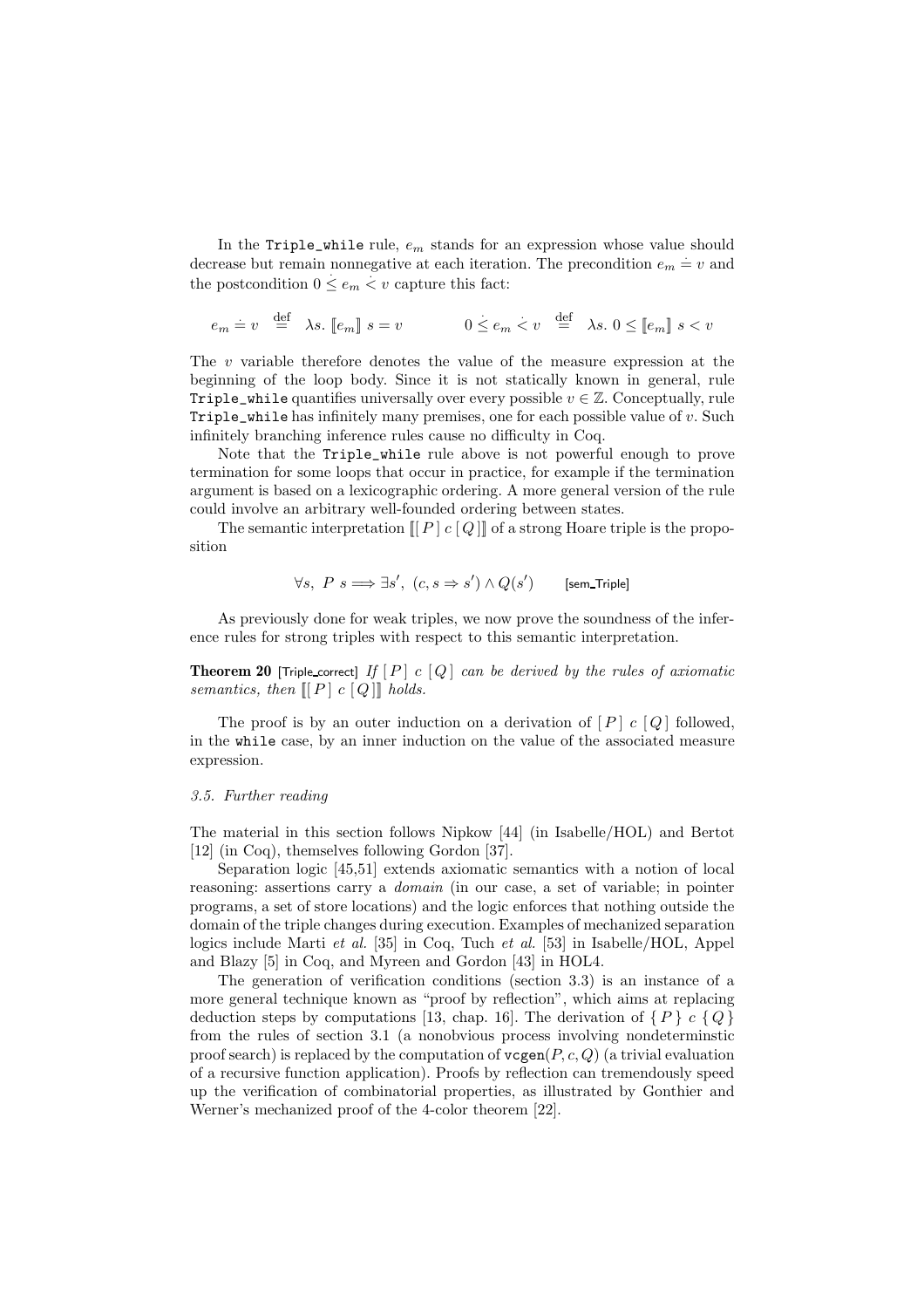In the `Triple_while` rule, $e_m$ stands for an expression whose value should decrease but remain nonnegative at each iteration. The precondition $e_m \doteq v$ and the postcondition $0 \dot{\leq} e_m \dot{<} v$ capture this fact:

$$e_m \doteq v \;\stackrel{\text{def}}{=}\; \lambda s.\ [\![e_m]\!]\ s = v \qquad\qquad 0 \dot{\leq} e_m \dot{<} v \;\stackrel{\text{def}}{=}\; \lambda s.\ 0 \leq [\![e_m]\!]\ s < v$$

The $v$ variable therefore denotes the value of the measure expression at the beginning of the loop body. Since it is not statically known in general, rule `Triple_while` quantifies universally over every possible $v \in \mathbb{Z}$. Conceptually, rule `Triple_while` has infinitely many premises, one for each possible value of $v$. Such infinitely branching inference rules cause no difficulty in Coq.

Note that the `Triple_while` rule above is not powerful enough to prove termination for some loops that occur in practice, for example if the termination argument is based on a lexicographic ordering. A more general version of the rule could involve an arbitrary well-founded ordering between states.

The semantic interpretation $[\![ [\,P\,]\ c\ [\,Q\,] ]\!]$ of a strong Hoare triple is the proposition

$$\forall s,\ P\ s \Longrightarrow \exists s',\ (c, s \Rightarrow s') \wedge Q(s') \qquad \text{[sem\_Triple]}$$

As previously done for weak triples, we now prove the soundness of the inference rules for strong triples with respect to this semantic interpretation.

**Theorem 20** [Triple_correct] *If $[\,P\,]\ c\ [\,Q\,]$ can be derived by the rules of axiomatic semantics, then $[\![ [\,P\,]\ c\ [\,Q\,] ]\!]$ holds.*

The proof is by an outer induction on a derivation of $[\,P\,]\ c\ [\,Q\,]$ followed, in the `while` case, by an inner induction on the value of the associated measure expression.

### *3.5. Further reading*

The material in this section follows Nipkow [44] (in Isabelle/HOL) and Bertot [12] (in Coq), themselves following Gordon [37].

Separation logic [45,51] extends axiomatic semantics with a notion of local reasoning: assertions carry a *domain* (in our case, a set of variable; in pointer programs, a set of store locations) and the logic enforces that nothing outside the domain of the triple changes during execution. Examples of mechanized separation logics include Marti *et al.* [35] in Coq, Tuch *et al.* [53] in Isabelle/HOL, Appel and Blazy [5] in Coq, and Myreen and Gordon [43] in HOL4.

The generation of verification conditions (section 3.3) is an instance of a more general technique known as "proof by reflection", which aims at replacing deduction steps by computations [13, chap. 16]. The derivation of $\{\,P\,\}\ c\ \{\,Q\,\}$ from the rules of section 3.1 (a nonobvious process involving nondeterminstic proof search) is replaced by the computation of $\texttt{vcgen}(P, c, Q)$ (a trivial evaluation of a recursive function application). Proofs by reflection can tremendously speed up the verification of combinatorial properties, as illustrated by Gonthier and Werner's mechanized proof of the 4-color theorem [22].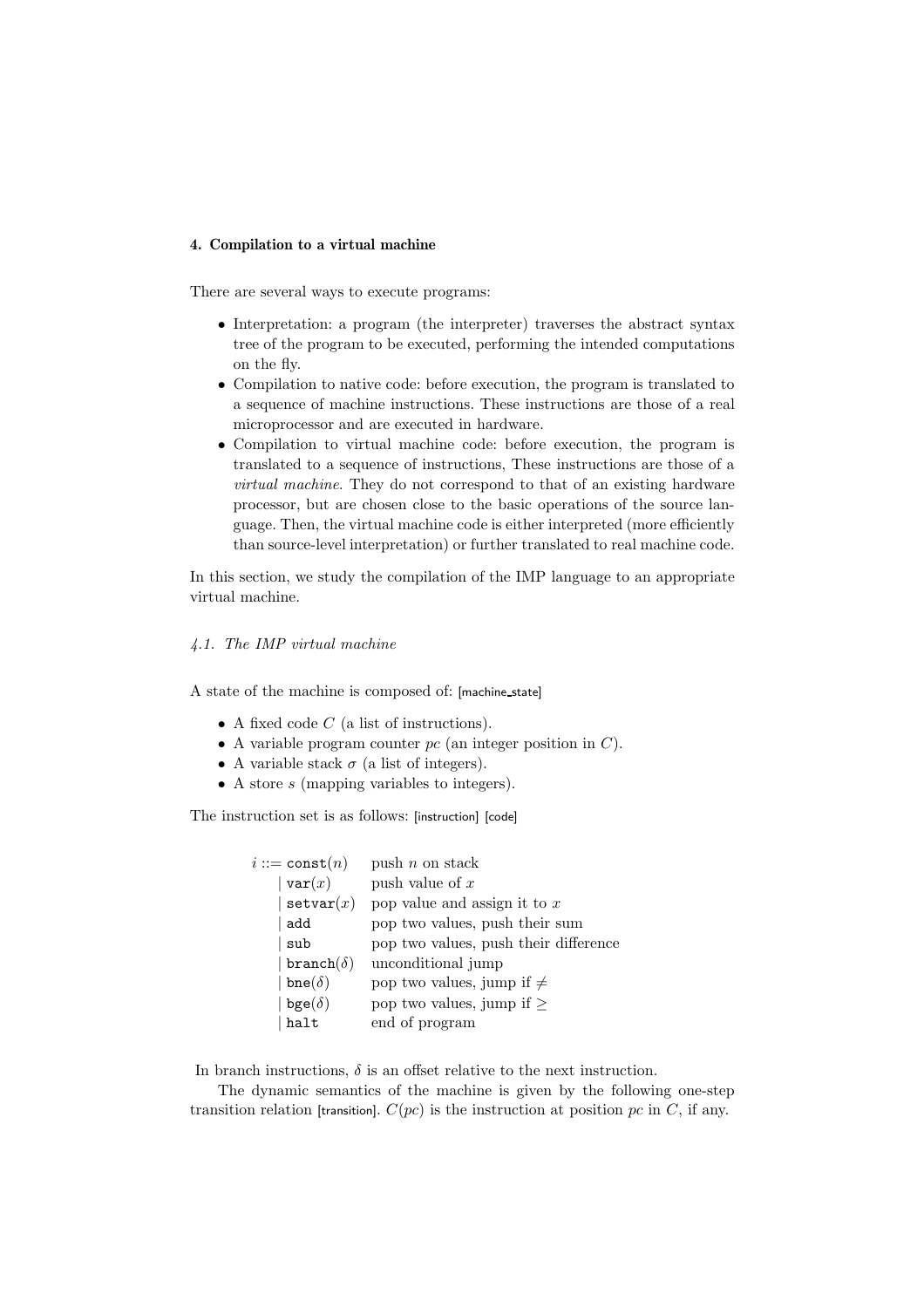#### 4. Compilation to a virtual machine

There are several ways to execute programs:

- Interpretation: a program (the interpreter) traverses the abstract syntax tree of the program to be executed, performing the intended computations on the fly.
- Compilation to native code: before execution, the program is translated to a sequence of machine instructions. These instructions are those of a real microprocessor and are executed in hardware.
- Compilation to virtual machine code: before execution, the program is translated to a sequence of instructions, These instructions are those of a *virtual machine*. They do not correspond to that of an existing hardware processor, but are chosen close to the basic operations of the source language. Then, the virtual machine code is either interpreted (more efficiently than source-level interpretation) or further translated to real machine code.

In this section, we study the compilation of the IMP language to an appropriate virtual machine.

##### *4.1. The IMP virtual machine*

A state of the machine is composed of: [machine_state]

- A fixed code $C$ (a list of instructions).
- A variable program counter $pc$ (an integer position in $C$).
- A variable stack $\sigma$ (a list of integers).
- A store $s$ (mapping variables to integers).

The instruction set is as follows: [instruction] [code]

| | |
|---|---|
| $i ::= \texttt{const}(n)$ | push $n$ on stack |
| $\mid \texttt{var}(x)$ | push value of $x$ |
| $\mid \texttt{setvar}(x)$ | pop value and assign it to $x$ |
| $\mid \texttt{add}$ | pop two values, push their sum |
| $\mid \texttt{sub}$ | pop two values, push their difference |
| $\mid \texttt{branch}(\delta)$ | unconditional jump |
| $\mid \texttt{bne}(\delta)$ | pop two values, jump if $\neq$ |
| $\mid \texttt{bge}(\delta)$ | pop two values, jump if $\geq$ |
| $\mid \texttt{halt}$ | end of program |

In branch instructions, $\delta$ is an offset relative to the next instruction.

The dynamic semantics of the machine is given by the following one-step transition relation [transition]. $C(pc)$ is the instruction at position $pc$ in $C$, if any.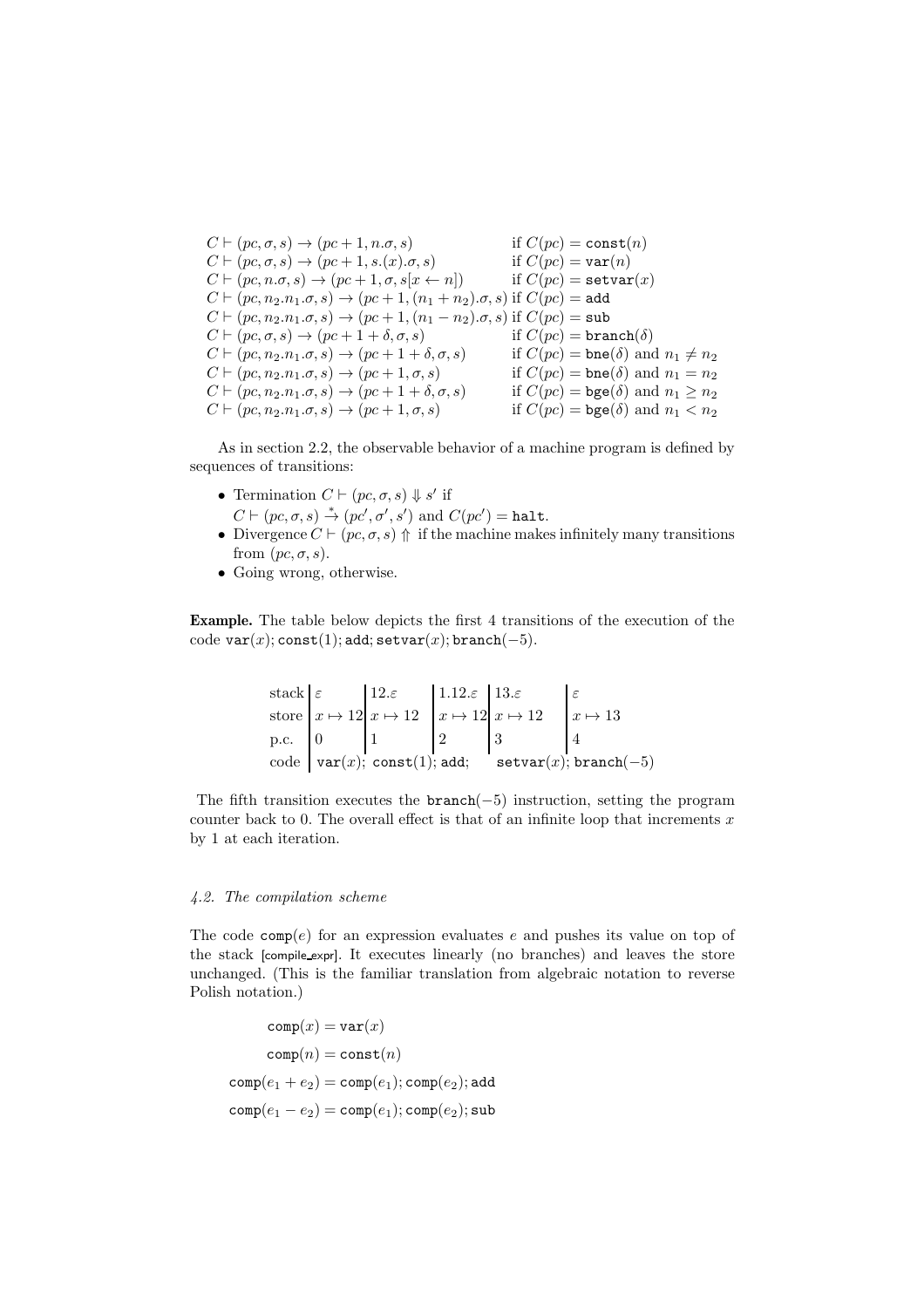$$
\begin{array}{ll}
C \vdash (pc, \sigma, s) \rightarrow (pc+1, n.\sigma, s) & \text{if } C(pc) = \texttt{const}(n) \\
C \vdash (pc, \sigma, s) \rightarrow (pc+1, s.(x).\sigma, s) & \text{if } C(pc) = \texttt{var}(n) \\
C \vdash (pc, n.\sigma, s) \rightarrow (pc+1, \sigma, s[x \leftarrow n]) & \text{if } C(pc) = \texttt{setvar}(x) \\
C \vdash (pc, n_2.n_1.\sigma, s) \rightarrow (pc+1, (n_1+n_2).\sigma, s) & \text{if } C(pc) = \texttt{add} \\
C \vdash (pc, n_2.n_1.\sigma, s) \rightarrow (pc+1, (n_1-n_2).\sigma, s) & \text{if } C(pc) = \texttt{sub} \\
C \vdash (pc, \sigma, s) \rightarrow (pc+1+\delta, \sigma, s) & \text{if } C(pc) = \texttt{branch}(\delta) \\
C \vdash (pc, n_2.n_1.\sigma, s) \rightarrow (pc+1+\delta, \sigma, s) & \text{if } C(pc) = \texttt{bne}(\delta) \text{ and } n_1 \neq n_2 \\
C \vdash (pc, n_2.n_1.\sigma, s) \rightarrow (pc+1, \sigma, s) & \text{if } C(pc) = \texttt{bne}(\delta) \text{ and } n_1 = n_2 \\
C \vdash (pc, n_2.n_1.\sigma, s) \rightarrow (pc+1+\delta, \sigma, s) & \text{if } C(pc) = \texttt{bge}(\delta) \text{ and } n_1 \geq n_2 \\
C \vdash (pc, n_2.n_1.\sigma, s) \rightarrow (pc+1, \sigma, s) & \text{if } C(pc) = \texttt{bge}(\delta) \text{ and } n_1 < n_2
\end{array}
$$

As in section 2.2, the observable behavior of a machine program is defined by sequences of transitions:

- Termination $C \vdash (pc, \sigma, s) \Downarrow s'$ if $C \vdash (pc, \sigma, s) \xrightarrow{*} (pc', \sigma', s')$ and $C(pc') = \texttt{halt}$.
- Divergence $C \vdash (pc, \sigma, s) \Uparrow$ if the machine makes infinitely many transitions from $(pc, \sigma, s)$.
- Going wrong, otherwise.

**Example.** The table below depicts the first 4 transitions of the execution of the code $\texttt{var}(x); \texttt{const}(1); \texttt{add}; \texttt{setvar}(x); \texttt{branch}(-5)$.

| | | | | | |
|---|---|---|---|---|---|
| stack | $\varepsilon$ | $12.\varepsilon$ | $1.12.\varepsilon$ | $13.\varepsilon$ | $\varepsilon$ |
| store | $x \mapsto 12$ | $x \mapsto 12$ | $x \mapsto 12$ | $x \mapsto 12$ | $x \mapsto 13$ |
| p.c. | 0 | 1 | 2 | 3 | 4 |
| code | $\texttt{var}(x)$; | $\texttt{const}(1)$; | $\texttt{add}$; | $\texttt{setvar}(x)$; | $\texttt{branch}(-5)$ |

The fifth transition executes the $\texttt{branch}(-5)$ instruction, setting the program counter back to 0. The overall effect is that of an infinite loop that increments $x$ by 1 at each iteration.

### *4.2. The compilation scheme*

The code $\texttt{comp}(e)$ for an expression evaluates $e$ and pushes its value on top of the stack [compile_expr]. It executes linearly (no branches) and leaves the store unchanged. (This is the familiar translation from algebraic notation to reverse Polish notation.)

$$
\begin{aligned}
\texttt{comp}(x) &= \texttt{var}(x) \\
\texttt{comp}(n) &= \texttt{const}(n) \\
\texttt{comp}(e_1 + e_2) &= \texttt{comp}(e_1); \texttt{comp}(e_2); \texttt{add} \\
\texttt{comp}(e_1 - e_2) &= \texttt{comp}(e_1); \texttt{comp}(e_2); \texttt{sub}
\end{aligned}
$$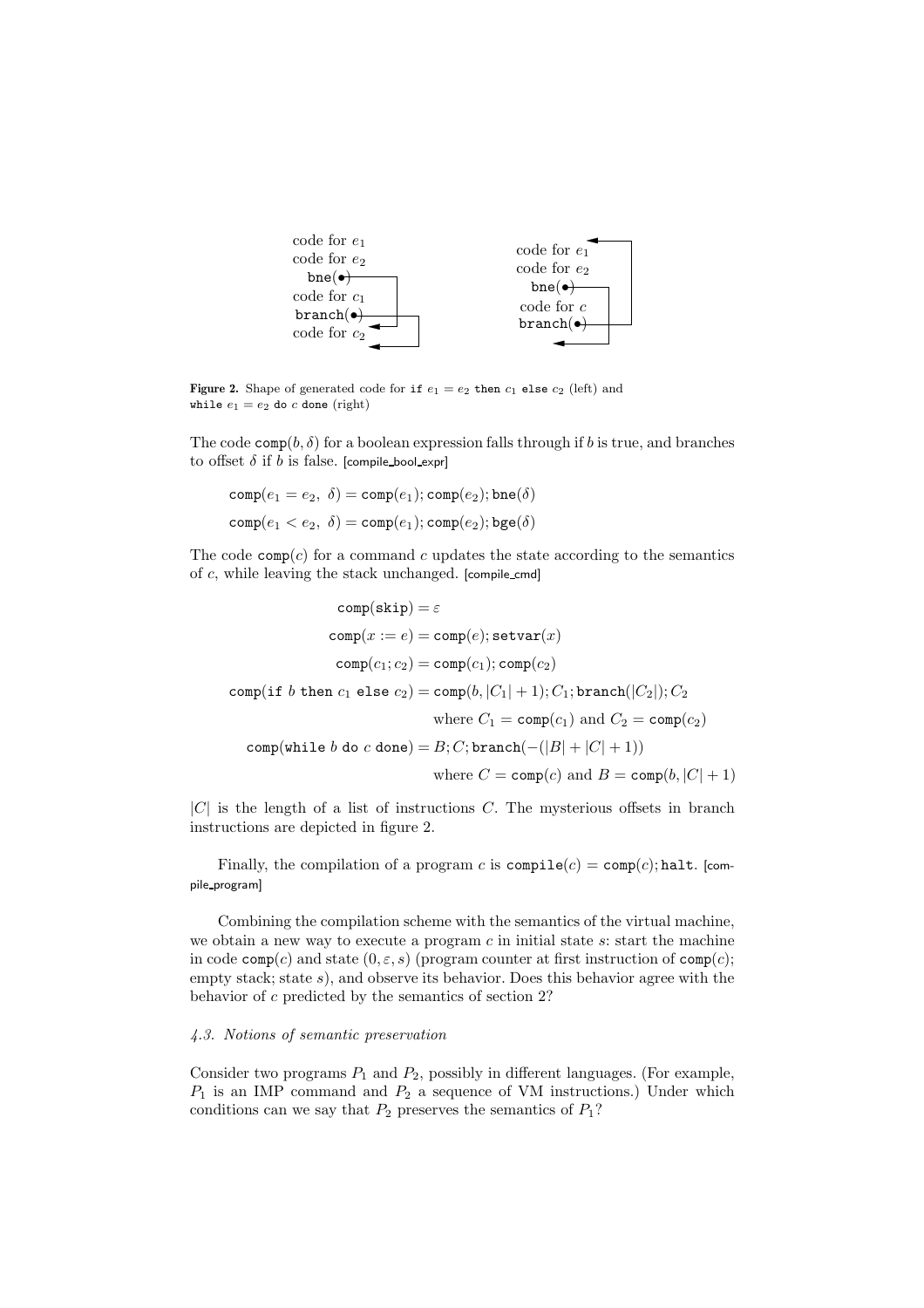code for $e_1$
code for $e_2$
bne(•)
code for $c_1$
branch(•)
code for $c_2$

code for $e_1$
code for $e_2$
bne(•)
code for $c$
branch(•)

**Figure 2.** Shape of generated code for `if` $e_1 = e_2$ `then` $c_1$ `else` $c_2$ (left) and `while` $e_1 = e_2$ `do` $c$ `done` (right)

The code $\texttt{comp}(b, \delta)$ for a boolean expression falls through if $b$ is true, and branches to offset $\delta$ if $b$ is false. [compile_bool_expr]

$$\texttt{comp}(e_1 = e_2,\ \delta) = \texttt{comp}(e_1); \texttt{comp}(e_2); \texttt{bne}(\delta)$$

$$\texttt{comp}(e_1 < e_2,\ \delta) = \texttt{comp}(e_1); \texttt{comp}(e_2); \texttt{bge}(\delta)$$

The code $\texttt{comp}(c)$ for a command $c$ updates the state according to the semantics of $c$, while leaving the stack unchanged. [compile_cmd]

$$\begin{aligned}
\texttt{comp}(\texttt{skip}) &= \varepsilon \\
\texttt{comp}(x := e) &= \texttt{comp}(e); \texttt{setvar}(x) \\
\texttt{comp}(c_1; c_2) &= \texttt{comp}(c_1); \texttt{comp}(c_2) \\
\texttt{comp}(\texttt{if } b \texttt{ then } c_1 \texttt{ else } c_2) &= \texttt{comp}(b, |C_1| + 1); C_1; \texttt{branch}(|C_2|); C_2 \\
&\quad \text{where } C_1 = \texttt{comp}(c_1) \text{ and } C_2 = \texttt{comp}(c_2) \\
\texttt{comp}(\texttt{while } b \texttt{ do } c \texttt{ done}) &= B; C; \texttt{branch}(-(|B| + |C| + 1)) \\
&\quad \text{where } C = \texttt{comp}(c) \text{ and } B = \texttt{comp}(b, |C| + 1)
\end{aligned}$$

$|C|$ is the length of a list of instructions $C$. The mysterious offsets in branch instructions are depicted in figure 2.

Finally, the compilation of a program $c$ is $\texttt{compile}(c) = \texttt{comp}(c); \texttt{halt}$. [compile_program]

Combining the compilation scheme with the semantics of the virtual machine, we obtain a new way to execute a program $c$ in initial state $s$: start the machine in code $\texttt{comp}(c)$ and state $(0, \varepsilon, s)$ (program counter at first instruction of $\texttt{comp}(c)$; empty stack; state $s$), and observe its behavior. Does this behavior agree with the behavior of $c$ predicted by the semantics of section 2?

### *4.3. Notions of semantic preservation*

Consider two programs $P_1$ and $P_2$, possibly in different languages. (For example, $P_1$ is an IMP command and $P_2$ a sequence of VM instructions.) Under which conditions can we say that $P_2$ preserves the semantics of $P_1$?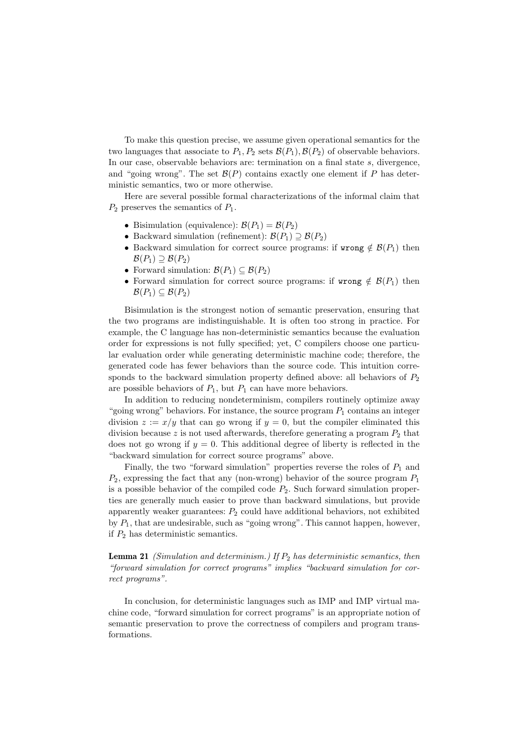To make this question precise, we assume given operational semantics for the two languages that associate to $P_1, P_2$ sets $\mathcal{B}(P_1), \mathcal{B}(P_2)$ of observable behaviors. In our case, observable behaviors are: termination on a final state $s$, divergence, and "going wrong". The set $\mathcal{B}(P)$ contains exactly one element if $P$ has deterministic semantics, two or more otherwise.

Here are several possible formal characterizations of the informal claim that $P_2$ preserves the semantics of $P_1$.

- Bisimulation (equivalence): $\mathcal{B}(P_1) = \mathcal{B}(P_2)$
- Backward simulation (refinement): $\mathcal{B}(P_1) \supseteq \mathcal{B}(P_2)$
- Backward simulation for correct source programs: if $\texttt{wrong} \notin \mathcal{B}(P_1)$ then $\mathcal{B}(P_1) \supseteq \mathcal{B}(P_2)$
- Forward simulation: $\mathcal{B}(P_1) \subseteq \mathcal{B}(P_2)$
- Forward simulation for correct source programs: if $\texttt{wrong} \notin \mathcal{B}(P_1)$ then $\mathcal{B}(P_1) \subseteq \mathcal{B}(P_2)$

Bisimulation is the strongest notion of semantic preservation, ensuring that the two programs are indistinguishable. It is often too strong in practice. For example, the C language has non-deterministic semantics because the evaluation order for expressions is not fully specified; yet, C compilers choose one particular evaluation order while generating deterministic machine code; therefore, the generated code has fewer behaviors than the source code. This intuition corresponds to the backward simulation property defined above: all behaviors of $P_2$ are possible behaviors of $P_1$, but $P_1$ can have more behaviors.

In addition to reducing nondeterminism, compilers routinely optimize away "going wrong" behaviors. For instance, the source program $P_1$ contains an integer division $z := x/y$ that can go wrong if $y = 0$, but the compiler eliminated this division because $z$ is not used afterwards, therefore generating a program $P_2$ that does not go wrong if $y = 0$. This additional degree of liberty is reflected in the "backward simulation for correct source programs" above.

Finally, the two "forward simulation" properties reverse the roles of $P_1$ and $P_2$, expressing the fact that any (non-wrong) behavior of the source program $P_1$ is a possible behavior of the compiled code $P_2$. Such forward simulation properties are generally much easier to prove than backward simulations, but provide apparently weaker guarantees: $P_2$ could have additional behaviors, not exhibited by $P_1$, that are undesirable, such as "going wrong". This cannot happen, however, if $P_2$ has deterministic semantics.

**Lemma 21** *(Simulation and determinism.) If $P_2$ has deterministic semantics, then "forward simulation for correct programs" implies "backward simulation for correct programs".*

In conclusion, for deterministic languages such as IMP and IMP virtual machine code, "forward simulation for correct programs" is an appropriate notion of semantic preservation to prove the correctness of compilers and program transformations.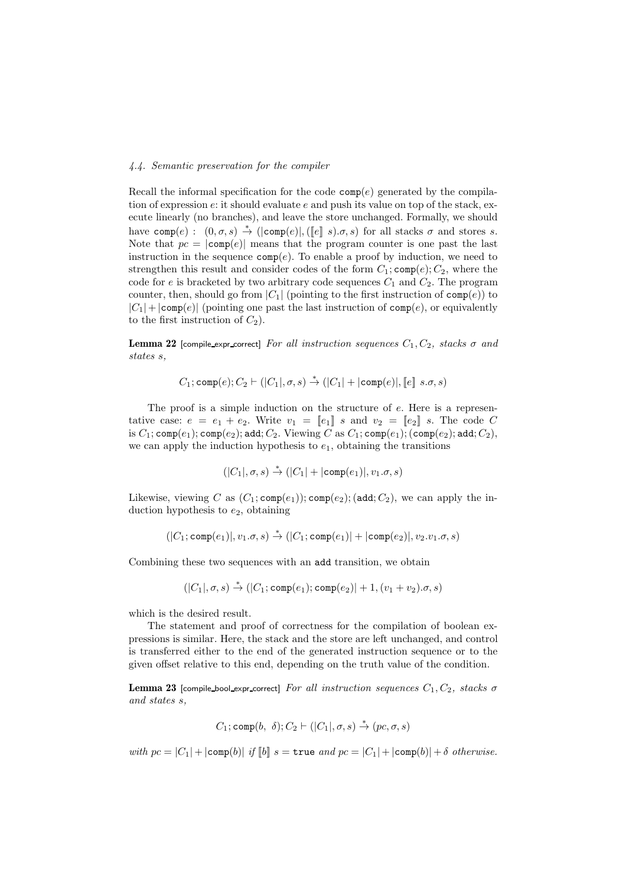### *4.4. Semantic preservation for the compiler*

Recall the informal specification for the code $\texttt{comp}(e)$ generated by the compilation of expression $e$: it should evaluate $e$ and push its value on top of the stack, execute linearly (no branches), and leave the store unchanged. Formally, we should have $\texttt{comp}(e) : \ (0, \sigma, s) \xrightarrow{*} (|\texttt{comp}(e)|, (\llbracket e \rrbracket\ s).\sigma, s)$ for all stacks $\sigma$ and stores $s$. Note that $pc = |\texttt{comp}(e)|$ means that the program counter is one past the last instruction in the sequence $\texttt{comp}(e)$. To enable a proof by induction, we need to strengthen this result and consider codes of the form $C_1; \texttt{comp}(e); C_2$, where the code for $e$ is bracketed by two arbitrary code sequences $C_1$ and $C_2$. The program counter, then, should go from $|C_1|$ (pointing to the first instruction of $\texttt{comp}(e)$) to $|C_1| + |\texttt{comp}(e)|$ (pointing one past the last instruction of $\texttt{comp}(e)$, or equivalently to the first instruction of $C_2$).

**Lemma 22** [compile_expr_correct] *For all instruction sequences $C_1, C_2$, stacks $\sigma$ and states $s$,*

$$C_1; \texttt{comp}(e); C_2 \vdash (|C_1|, \sigma, s) \xrightarrow{*} (|C_1| + |\texttt{comp}(e)|, \llbracket e \rrbracket\ s.\sigma, s)$$

The proof is a simple induction on the structure of $e$. Here is a representative case: $e = e_1 + e_2$. Write $v_1 = \llbracket e_1 \rrbracket\ s$ and $v_2 = \llbracket e_2 \rrbracket\ s$. The code $C$ is $C_1; \texttt{comp}(e_1); \texttt{comp}(e_2); \texttt{add}; C_2$. Viewing $C$ as $C_1; \texttt{comp}(e_1); (\texttt{comp}(e_2); \texttt{add}; C_2)$, we can apply the induction hypothesis to $e_1$, obtaining the transitions

$$(|C_1|, \sigma, s) \xrightarrow{*} (|C_1| + |\texttt{comp}(e_1)|, v_1.\sigma, s)$$

Likewise, viewing $C$ as $(C_1; \texttt{comp}(e_1)); \texttt{comp}(e_2); (\texttt{add}; C_2)$, we can apply the induction hypothesis to $e_2$, obtaining

$$(|C_1; \texttt{comp}(e_1)|, v_1.\sigma, s) \xrightarrow{*} (|C_1; \texttt{comp}(e_1)| + |\texttt{comp}(e_2)|, v_2.v_1.\sigma, s)$$

Combining these two sequences with an $\texttt{add}$ transition, we obtain

$$(|C_1|, \sigma, s) \xrightarrow{*} (|C_1; \texttt{comp}(e_1); \texttt{comp}(e_2)| + 1, (v_1 + v_2).\sigma, s)$$

which is the desired result.

The statement and proof of correctness for the compilation of boolean expressions is similar. Here, the stack and the store are left unchanged, and control is transferred either to the end of the generated instruction sequence or to the given offset relative to this end, depending on the truth value of the condition.

**Lemma 23** [compile_bool_expr_correct] *For all instruction sequences $C_1, C_2$, stacks $\sigma$ and states $s$,*

$$C_1; \texttt{comp}(b,\ \delta); C_2 \vdash (|C_1|, \sigma, s) \xrightarrow{*} (pc, \sigma, s)$$

*with $pc = |C_1| + |\texttt{comp}(b)|$ if $\llbracket b \rrbracket\ s = \texttt{true}$ and $pc = |C_1| + |\texttt{comp}(b)| + \delta$ otherwise.*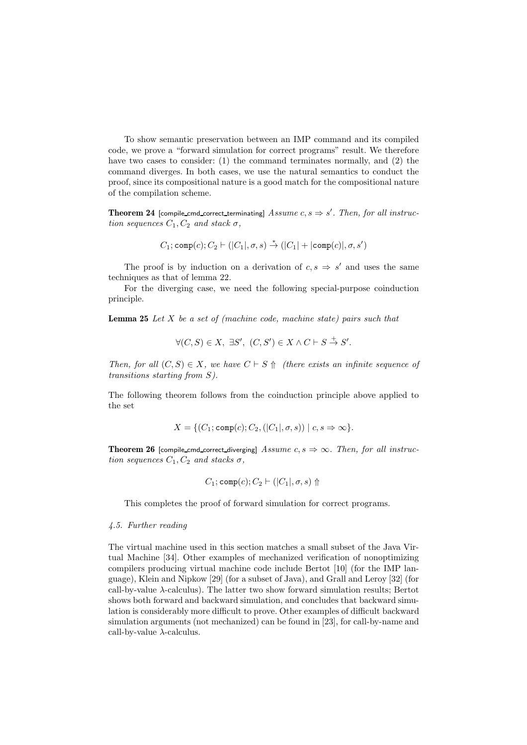To show semantic preservation between an IMP command and its compiled code, we prove a "forward simulation for correct programs" result. We therefore have two cases to consider: (1) the command terminates normally, and (2) the command diverges. In both cases, we use the natural semantics to conduct the proof, since its compositional nature is a good match for the compositional nature of the compilation scheme.

**Theorem 24** [compile_cmd_correct_terminating] *Assume $c, s \Rightarrow s'$. Then, for all instruction sequences $C_1, C_2$ and stack $\sigma$,*

$$C_1; \mathtt{comp}(c); C_2 \vdash (|C_1|, \sigma, s) \stackrel{*}{\rightarrow} (|C_1| + |\mathtt{comp}(c)|, \sigma, s')$$

The proof is by induction on a derivation of $c, s \Rightarrow s'$ and uses the same techniques as that of lemma 22.

For the diverging case, we need the following special-purpose coinduction principle.

**Lemma 25** *Let $X$ be a set of (machine code, machine state) pairs such that*

$$\forall (C, S) \in X, \; \exists S', \; (C, S') \in X \wedge C \vdash S \stackrel{+}{\rightarrow} S'.$$

*Then, for all $(C, S) \in X$, we have $C \vdash S \Uparrow$ (there exists an infinite sequence of transitions starting from $S$).*

The following theorem follows from the coinduction principle above applied to the set

$$X = \{(C_1; \mathtt{comp}(c); C_2, (|C_1|, \sigma, s)) \mid c, s \Rightarrow \infty\}.$$

**Theorem 26** [compile_cmd_correct_diverging] *Assume $c, s \Rightarrow \infty$. Then, for all instruction sequences $C_1, C_2$ and stacks $\sigma$,*

$$C_1; \mathtt{comp}(c); C_2 \vdash (|C_1|, \sigma, s) \Uparrow$$

This completes the proof of forward simulation for correct programs.

### *4.5. Further reading*

The virtual machine used in this section matches a small subset of the Java Virtual Machine [34]. Other examples of mechanized verification of nonoptimizing compilers producing virtual machine code include Bertot [10] (for the IMP language), Klein and Nipkow [29] (for a subset of Java), and Grall and Leroy [32] (for call-by-value $\lambda$-calculus). The latter two show forward simulation results; Bertot shows both forward and backward simulation, and concludes that backward simulation is considerably more difficult to prove. Other examples of difficult backward simulation arguments (not mechanized) can be found in [23], for call-by-name and call-by-value $\lambda$-calculus.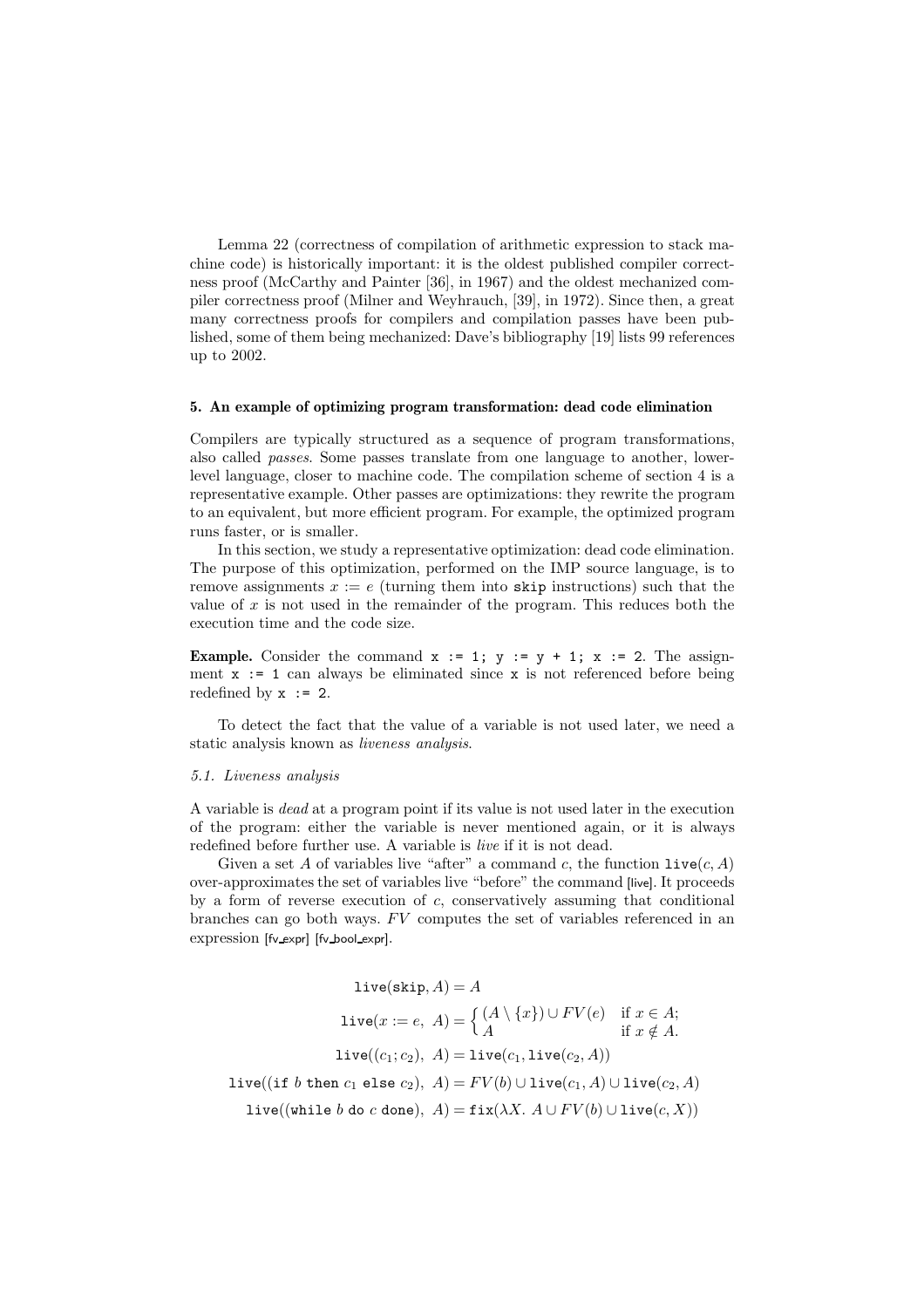Lemma 22 (correctness of compilation of arithmetic expression to stack machine code) is historically important: it is the oldest published compiler correctness proof (McCarthy and Painter [36], in 1967) and the oldest mechanized compiler correctness proof (Milner and Weyhrauch, [39], in 1972). Since then, a great many correctness proofs for compilers and compilation passes have been published, some of them being mechanized: Dave's bibliography [19] lists 99 references up to 2002.

## 5. An example of optimizing program transformation: dead code elimination

Compilers are typically structured as a sequence of program transformations, also called *passes*. Some passes translate from one language to another, lower-level language, closer to machine code. The compilation scheme of section 4 is a representative example. Other passes are optimizations: they rewrite the program to an equivalent, but more efficient program. For example, the optimized program runs faster, or is smaller.

In this section, we study a representative optimization: dead code elimination. The purpose of this optimization, performed on the IMP source language, is to remove assignments $x := e$ (turning them into `skip` instructions) such that the value of $x$ is not used in the remainder of the program. This reduces both the execution time and the code size.

**Example.** Consider the command `x := 1; y := y + 1; x := 2`. The assignment `x := 1` can always be eliminated since `x` is not referenced before being redefined by `x := 2`.

To detect the fact that the value of a variable is not used later, we need a static analysis known as *liveness analysis*.

### 5.1. Liveness analysis

A variable is *dead* at a program point if its value is not used later in the execution of the program: either the variable is never mentioned again, or it is always redefined before further use. A variable is *live* if it is not dead.

Given a set $A$ of variables live "after" a command $c$, the function $\texttt{live}(c, A)$ over-approximates the set of variables live "before" the command [live]. It proceeds by a form of reverse execution of $c$, conservatively assuming that conditional branches can go both ways. $FV$ computes the set of variables referenced in an expression [fv_expr] [fv_bool_expr].

$$
\begin{aligned}
\texttt{live}(\texttt{skip}, A) &= A \\
\texttt{live}(x := e,\ A) &= \begin{cases} (A \setminus \{x\}) \cup FV(e) & \text{if } x \in A; \\ A & \text{if } x \notin A. \end{cases} \\
\texttt{live}((c_1; c_2),\ A) &= \texttt{live}(c_1, \texttt{live}(c_2, A)) \\
\texttt{live}((\texttt{if } b \texttt{ then } c_1 \texttt{ else } c_2),\ A) &= FV(b) \cup \texttt{live}(c_1, A) \cup \texttt{live}(c_2, A) \\
\texttt{live}((\texttt{while } b \texttt{ do } c \texttt{ done}),\ A) &= \texttt{fix}(\lambda X.\ A \cup FV(b) \cup \texttt{live}(c, X))
\end{aligned}
$$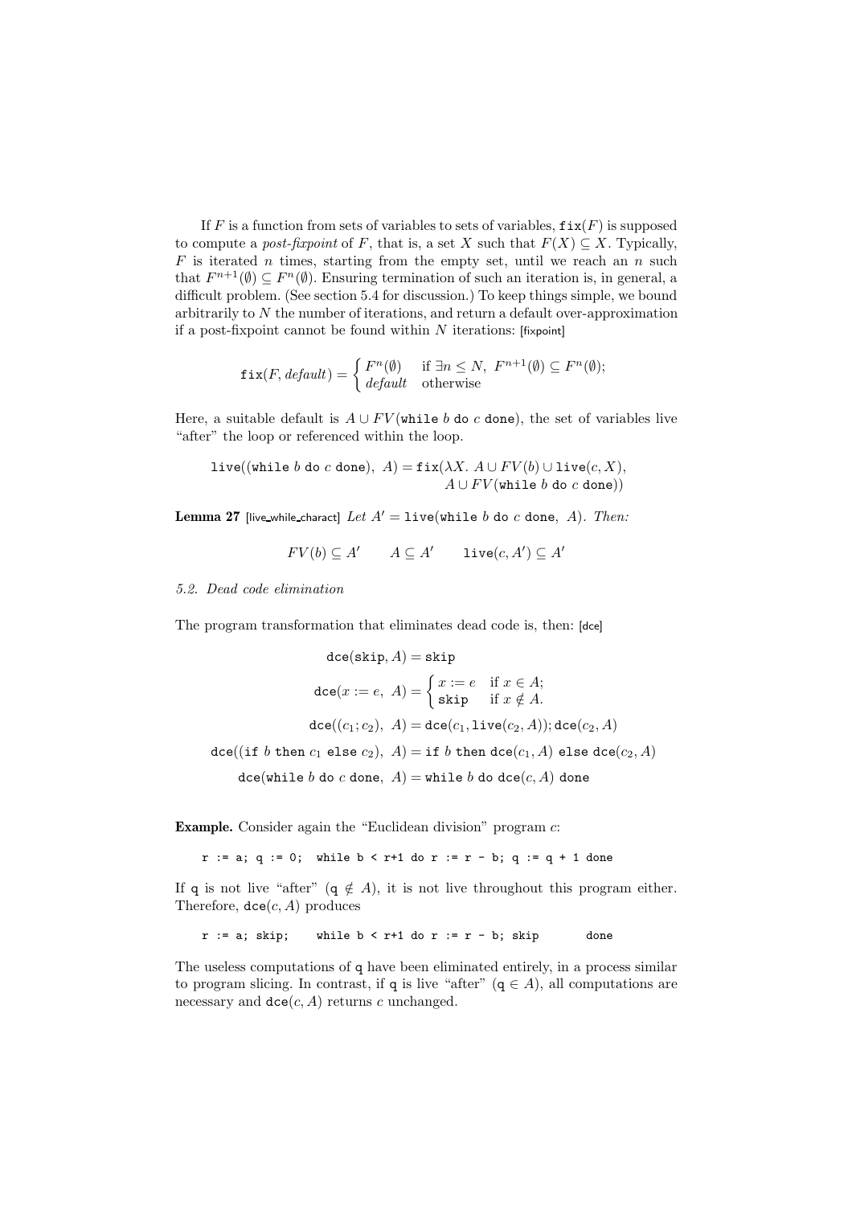If $F$ is a function from sets of variables to sets of variables, $\texttt{fix}(F)$ is supposed to compute a *post-fixpoint* of $F$, that is, a set $X$ such that $F(X) \subseteq X$. Typically, $F$ is iterated $n$ times, starting from the empty set, until we reach an $n$ such that $F^{n+1}(\emptyset) \subseteq F^n(\emptyset)$. Ensuring termination of such an iteration is, in general, a difficult problem. (See section 5.4 for discussion.) To keep things simple, we bound arbitrarily to $N$ the number of iterations, and return a default over-approximation if a post-fixpoint cannot be found within $N$ iterations: [fixpoint]

$$\texttt{fix}(F, \mathit{default}) = \begin{cases} F^n(\emptyset) & \text{if } \exists n \leq N,\ F^{n+1}(\emptyset) \subseteq F^n(\emptyset); \\ \mathit{default} & \text{otherwise} \end{cases}$$

Here, a suitable default is $A \cup FV(\texttt{while}\ b\ \texttt{do}\ c\ \texttt{done})$, the set of variables live "after" the loop or referenced within the loop.

$$\texttt{live}((\texttt{while}\ b\ \texttt{do}\ c\ \texttt{done}),\ A) = \texttt{fix}(\lambda X.\ A \cup FV(b) \cup \texttt{live}(c, X),\ A \cup FV(\texttt{while}\ b\ \texttt{do}\ c\ \texttt{done}))$$

**Lemma 27** [live_while_charact] *Let* $A' = \texttt{live}(\texttt{while}\ b\ \texttt{do}\ c\ \texttt{done},\ A)$. *Then:*

$$FV(b) \subseteq A' \qquad A \subseteq A' \qquad \texttt{live}(c, A') \subseteq A'$$

*5.2. Dead code elimination*

The program transformation that eliminates dead code is, then: [dce]

$$\texttt{dce}(\texttt{skip}, A) = \texttt{skip}$$

$$\texttt{dce}(x := e,\ A) = \begin{cases} x := e & \text{if } x \in A; \\ \texttt{skip} & \text{if } x \notin A. \end{cases}$$

$$\texttt{dce}((c_1; c_2),\ A) = \texttt{dce}(c_1, \texttt{live}(c_2, A)); \texttt{dce}(c_2, A)$$

$$\texttt{dce}((\texttt{if}\ b\ \texttt{then}\ c_1\ \texttt{else}\ c_2),\ A) = \texttt{if}\ b\ \texttt{then}\ \texttt{dce}(c_1, A)\ \texttt{else}\ \texttt{dce}(c_2, A)$$

$$\texttt{dce}(\texttt{while}\ b\ \texttt{do}\ c\ \texttt{done},\ A) = \texttt{while}\ b\ \texttt{do}\ \texttt{dce}(c, A)\ \texttt{done}$$

**Example.** Consider again the "Euclidean division" program $c$:

```
r := a; q := 0;  while b < r+1 do r := r - b; q := q + 1 done
```

If `q` is not live "after" ($\texttt{q} \notin A$), it is not live throughout this program either. Therefore, $\texttt{dce}(c, A)$ produces

```
r := a; skip;    while b < r+1 do r := r - b; skip       done
```

The useless computations of `q` have been eliminated entirely, in a process similar to program slicing. In contrast, if `q` is live "after" ($\texttt{q} \in A$), all computations are necessary and $\texttt{dce}(c, A)$ returns $c$ unchanged.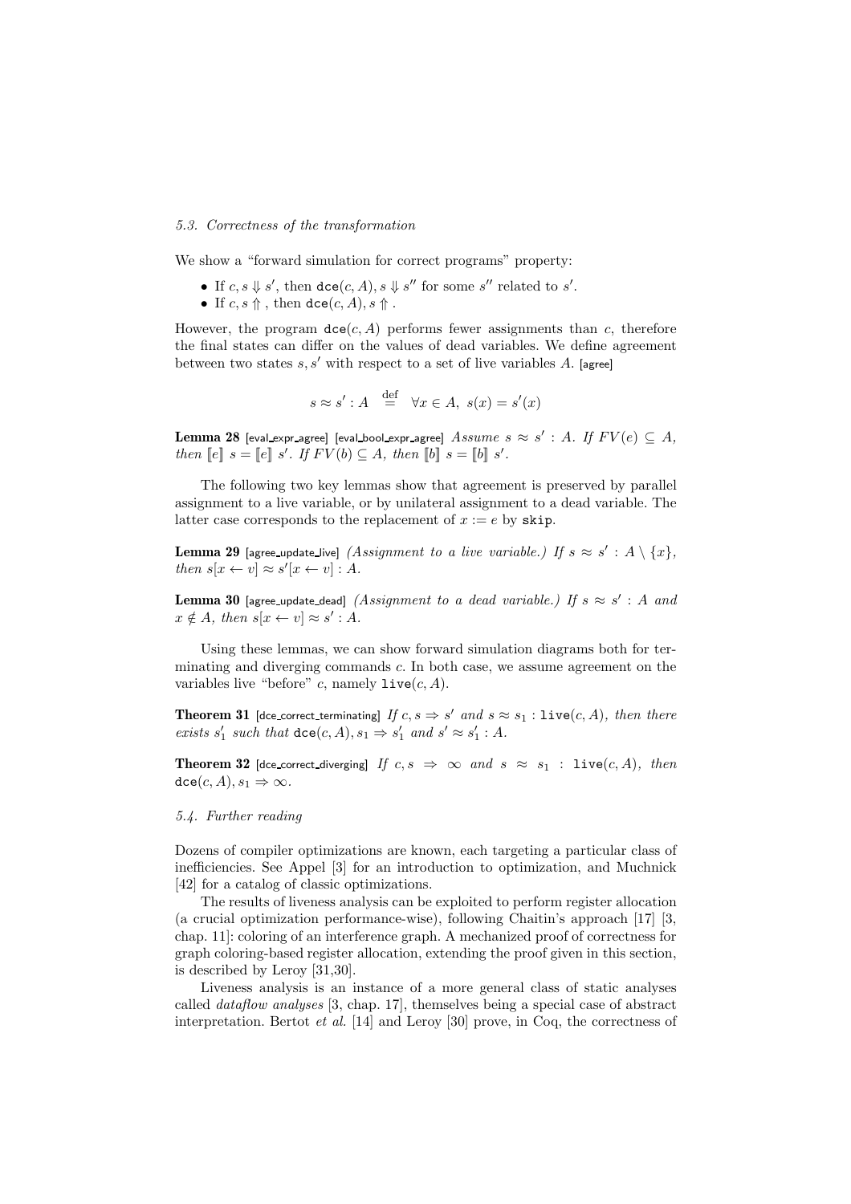### 5.3. Correctness of the transformation

We show a "forward simulation for correct programs" property:

- If $c, s \Downarrow s'$, then $\texttt{dce}(c, A), s \Downarrow s''$ for some $s''$ related to $s'$.
- If $c, s \Uparrow$ , then $\texttt{dce}(c, A), s \Uparrow$ .

However, the program $\texttt{dce}(c, A)$ performs fewer assignments than $c$, therefore the final states can differ on the values of dead variables. We define agreement between two states $s, s'$ with respect to a set of live variables $A$. [agree]

$$s \approx s' : A \stackrel{\text{def}}{=} \forall x \in A,\ s(x) = s'(x)$$

**Lemma 28** [eval_expr_agree] [eval_bool_expr_agree] *Assume $s \approx s' : A$. If $FV(e) \subseteq A$, then $[\![e]\!]\ s = [\![e]\!]\ s'$. If $FV(b) \subseteq A$, then $[\![b]\!]\ s = [\![b]\!]\ s'$.*

The following two key lemmas show that agreement is preserved by parallel assignment to a live variable, or by unilateral assignment to a dead variable. The latter case corresponds to the replacement of $x := e$ by `skip`.

**Lemma 29** [agree_update_live] *(Assignment to a live variable.) If $s \approx s' : A \setminus \{x\}$, then $s[x \leftarrow v] \approx s'[x \leftarrow v] : A$.*

**Lemma 30** [agree_update_dead] *(Assignment to a dead variable.) If $s \approx s' : A$ and $x \notin A$, then $s[x \leftarrow v] \approx s' : A$.*

Using these lemmas, we can show forward simulation diagrams both for terminating and diverging commands $c$. In both case, we assume agreement on the variables live "before" $c$, namely $\texttt{live}(c, A)$.

**Theorem 31** [dce_correct_terminating] *If $c, s \Rightarrow s'$ and $s \approx s_1 : \texttt{live}(c, A)$, then there exists $s'_1$ such that $\texttt{dce}(c, A), s_1 \Rightarrow s'_1$ and $s' \approx s'_1 : A$.*

**Theorem 32** [dce_correct_diverging] *If $c, s \Rightarrow \infty$ and $s \approx s_1 : \texttt{live}(c, A)$, then $\texttt{dce}(c, A), s_1 \Rightarrow \infty$.*

### 5.4. Further reading

Dozens of compiler optimizations are known, each targeting a particular class of inefficiencies. See Appel [3] for an introduction to optimization, and Muchnick [42] for a catalog of classic optimizations.

The results of liveness analysis can be exploited to perform register allocation (a crucial optimization performance-wise), following Chaitin's approach [17] [3, chap. 11]: coloring of an interference graph. A mechanized proof of correctness for graph coloring-based register allocation, extending the proof given in this section, is described by Leroy [31,30].

Liveness analysis is an instance of a more general class of static analyses called *dataflow analyses* [3, chap. 17], themselves being a special case of abstract interpretation. Bertot *et al.* [14] and Leroy [30] prove, in Coq, the correctness of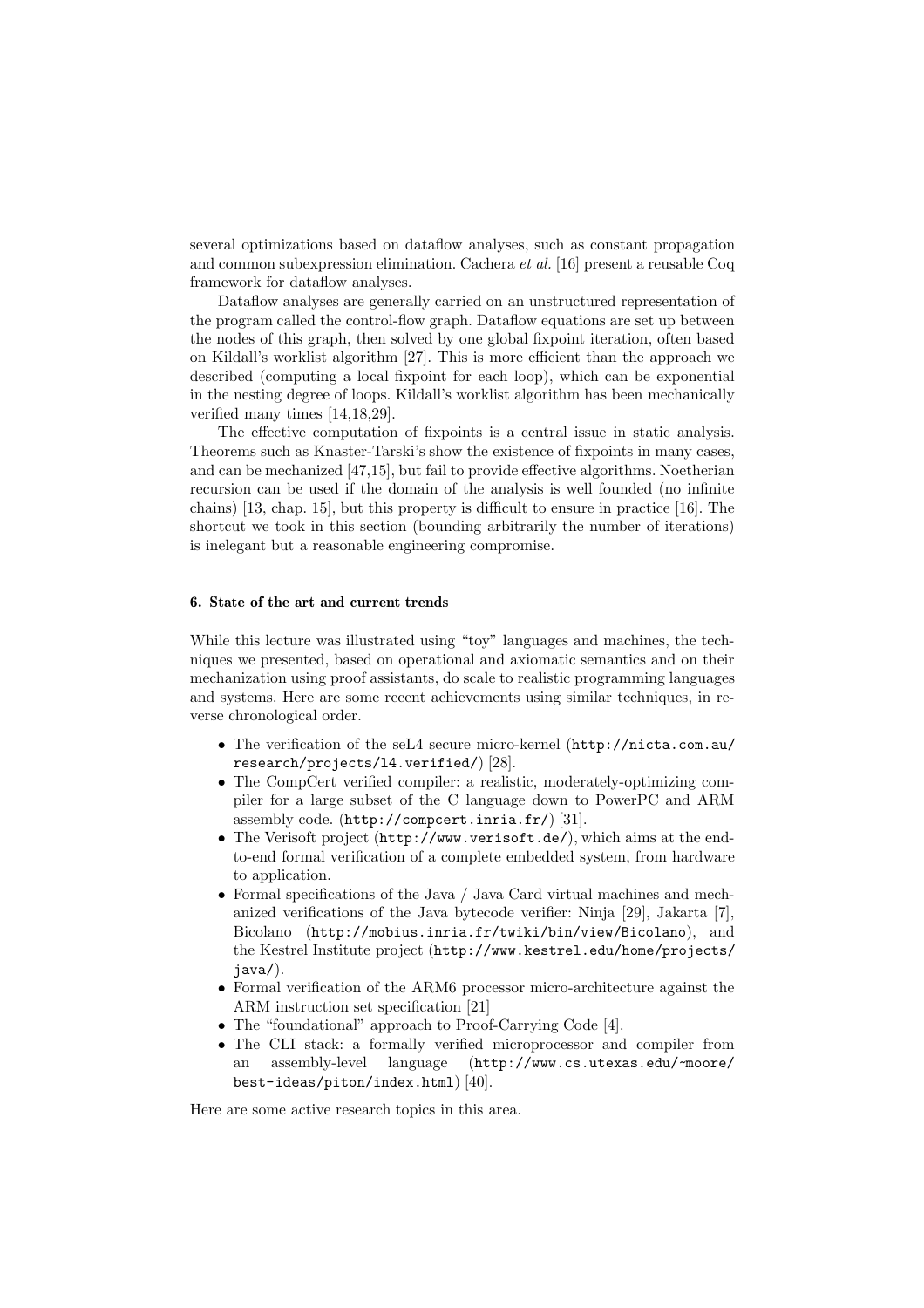several optimizations based on dataflow analyses, such as constant propagation and common subexpression elimination. Cachera *et al.* [16] present a reusable Coq framework for dataflow analyses.

Dataflow analyses are generally carried on an unstructured representation of the program called the control-flow graph. Dataflow equations are set up between the nodes of this graph, then solved by one global fixpoint iteration, often based on Kildall's worklist algorithm [27]. This is more efficient than the approach we described (computing a local fixpoint for each loop), which can be exponential in the nesting degree of loops. Kildall's worklist algorithm has been mechanically verified many times [14,18,29].

The effective computation of fixpoints is a central issue in static analysis. Theorems such as Knaster-Tarski's show the existence of fixpoints in many cases, and can be mechanized [47,15], but fail to provide effective algorithms. Noetherian recursion can be used if the domain of the analysis is well founded (no infinite chains) [13, chap. 15], but this property is difficult to ensure in practice [16]. The shortcut we took in this section (bounding arbitrarily the number of iterations) is inelegant but a reasonable engineering compromise.

#### 6. State of the art and current trends

While this lecture was illustrated using "toy" languages and machines, the techniques we presented, based on operational and axiomatic semantics and on their mechanization using proof assistants, do scale to realistic programming languages and systems. Here are some recent achievements using similar techniques, in reverse chronological order.

- The verification of the seL4 secure micro-kernel (`http://nicta.com.au/research/projects/l4.verified/`) [28].
- The CompCert verified compiler: a realistic, moderately-optimizing compiler for a large subset of the C language down to PowerPC and ARM assembly code. (`http://compcert.inria.fr/`) [31].
- The Verisoft project (`http://www.verisoft.de/`), which aims at the end-to-end formal verification of a complete embedded system, from hardware to application.
- Formal specifications of the Java / Java Card virtual machines and mechanized verifications of the Java bytecode verifier: Ninja [29], Jakarta [7], Bicolano (`http://mobius.inria.fr/twiki/bin/view/Bicolano`), and the Kestrel Institute project (`http://www.kestrel.edu/home/projects/java/`).
- Formal verification of the ARM6 processor micro-architecture against the ARM instruction set specification [21]
- The "foundational" approach to Proof-Carrying Code [4].
- The CLI stack: a formally verified microprocessor and compiler from an assembly-level language (`http://www.cs.utexas.edu/~moore/best-ideas/piton/index.html`) [40].

Here are some active research topics in this area.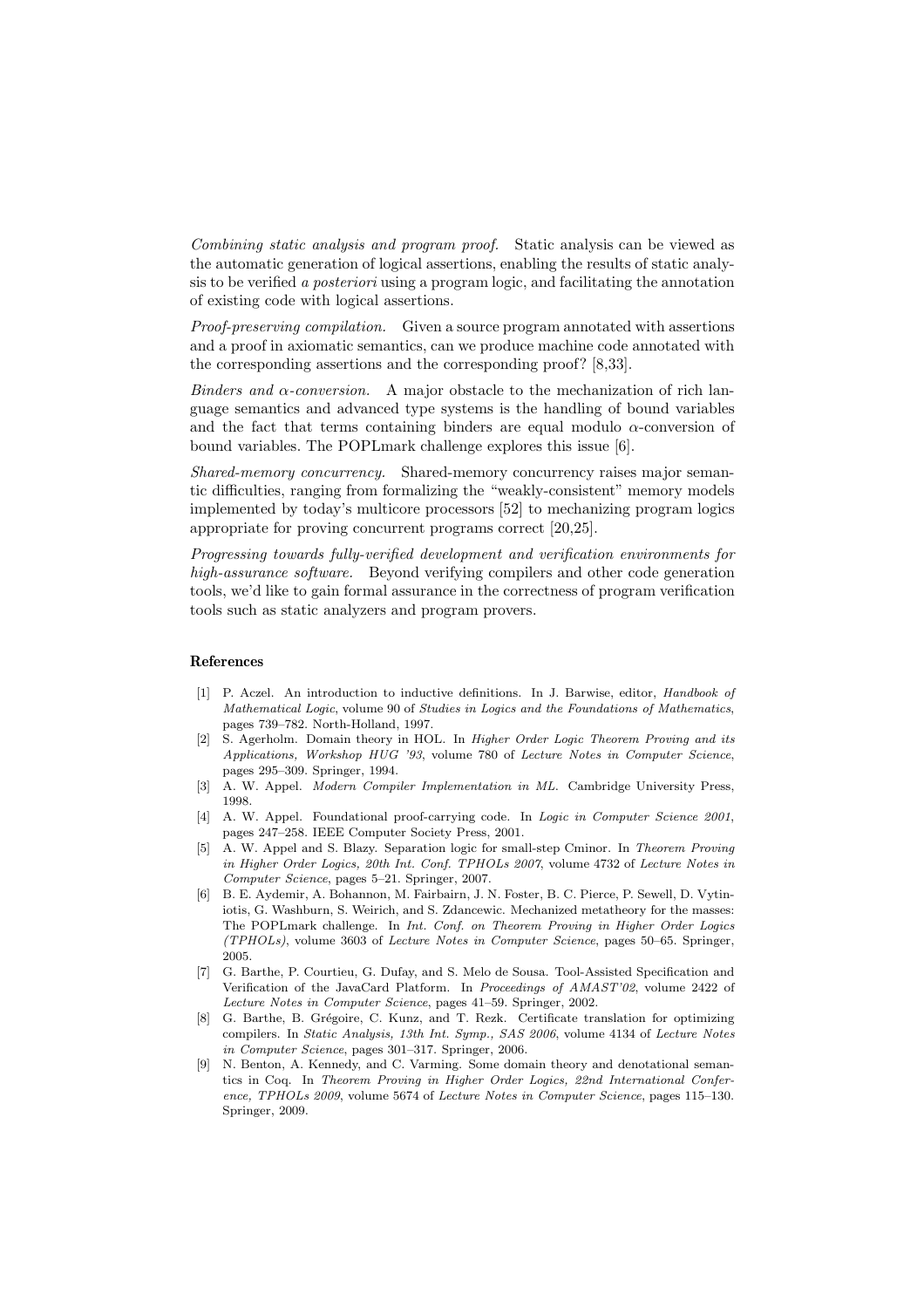*Combining static analysis and program proof.* Static analysis can be viewed as the automatic generation of logical assertions, enabling the results of static analysis to be verified *a posteriori* using a program logic, and facilitating the annotation of existing code with logical assertions.

*Proof-preserving compilation.* Given a source program annotated with assertions and a proof in axiomatic semantics, can we produce machine code annotated with the corresponding assertions and the corresponding proof? [8,33].

*Binders and $\alpha$-conversion.* A major obstacle to the mechanization of rich language semantics and advanced type systems is the handling of bound variables and the fact that terms containing binders are equal modulo $\alpha$-conversion of bound variables. The POPLmark challenge explores this issue [6].

*Shared-memory concurrency.* Shared-memory concurrency raises major semantic difficulties, ranging from formalizing the "weakly-consistent" memory models implemented by today's multicore processors [52] to mechanizing program logics appropriate for proving concurrent programs correct [20,25].

*Progressing towards fully-verified development and verification environments for high-assurance software.* Beyond verifying compilers and other code generation tools, we'd like to gain formal assurance in the correctness of program verification tools such as static analyzers and program provers.

## References

1. P. Aczel. An introduction to inductive definitions. In J. Barwise, editor, *Handbook of Mathematical Logic*, volume 90 of *Studies in Logics and the Foundations of Mathematics*, pages 739–782. North-Holland, 1997.
2. S. Agerholm. Domain theory in HOL. In *Higher Order Logic Theorem Proving and its Applications, Workshop HUG '93*, volume 780 of *Lecture Notes in Computer Science*, pages 295–309. Springer, 1994.
3. A. W. Appel. *Modern Compiler Implementation in ML*. Cambridge University Press, 1998.
4. A. W. Appel. Foundational proof-carrying code. In *Logic in Computer Science 2001*, pages 247–258. IEEE Computer Society Press, 2001.
5. A. W. Appel and S. Blazy. Separation logic for small-step Cminor. In *Theorem Proving in Higher Order Logics, 20th Int. Conf. TPHOLs 2007*, volume 4732 of *Lecture Notes in Computer Science*, pages 5–21. Springer, 2007.
6. B. E. Aydemir, A. Bohannon, M. Fairbairn, J. N. Foster, B. C. Pierce, P. Sewell, D. Vytiniotis, G. Washburn, S. Weirich, and S. Zdancewic. Mechanized metatheory for the masses: The POPLmark challenge. In *Int. Conf. on Theorem Proving in Higher Order Logics (TPHOLs)*, volume 3603 of *Lecture Notes in Computer Science*, pages 50–65. Springer, 2005.
7. G. Barthe, P. Courtieu, G. Dufay, and S. Melo de Sousa. Tool-Assisted Specification and Verification of the JavaCard Platform. In *Proceedings of AMAST'02*, volume 2422 of *Lecture Notes in Computer Science*, pages 41–59. Springer, 2002.
8. G. Barthe, B. Grégoire, C. Kunz, and T. Rezk. Certificate translation for optimizing compilers. In *Static Analysis, 13th Int. Symp., SAS 2006*, volume 4134 of *Lecture Notes in Computer Science*, pages 301–317. Springer, 2006.
9. N. Benton, A. Kennedy, and C. Varming. Some domain theory and denotational semantics in Coq. In *Theorem Proving in Higher Order Logics, 22nd International Conference, TPHOLs 2009*, volume 5674 of *Lecture Notes in Computer Science*, pages 115–130. Springer, 2009.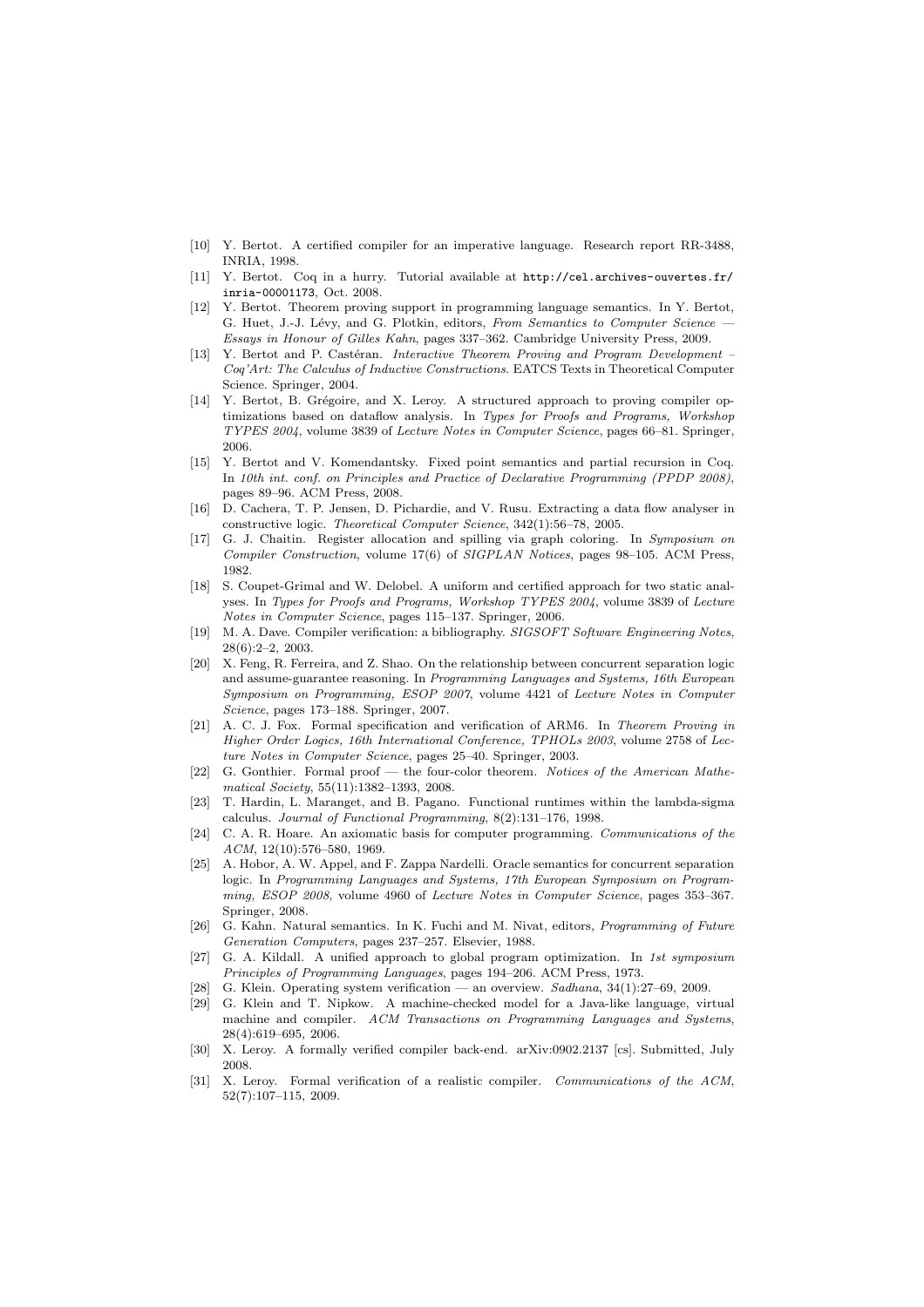- [10] Y. Bertot. A certified compiler for an imperative language. Research report RR-3488, INRIA, 1998.
- [11] Y. Bertot. Coq in a hurry. Tutorial available at `http://cel.archives-ouvertes.fr/inria-00001173`, Oct. 2008.
- [12] Y. Bertot. Theorem proving support in programming language semantics. In Y. Bertot, G. Huet, J.-J. Lévy, and G. Plotkin, editors, *From Semantics to Computer Science — Essays in Honour of Gilles Kahn*, pages 337–362. Cambridge University Press, 2009.
- [13] Y. Bertot and P. Castéran. *Interactive Theorem Proving and Program Development – Coq'Art: The Calculus of Inductive Constructions*. EATCS Texts in Theoretical Computer Science. Springer, 2004.
- [14] Y. Bertot, B. Grégoire, and X. Leroy. A structured approach to proving compiler optimizations based on dataflow analysis. In *Types for Proofs and Programs, Workshop TYPES 2004*, volume 3839 of *Lecture Notes in Computer Science*, pages 66–81. Springer, 2006.
- [15] Y. Bertot and V. Komendantsky. Fixed point semantics and partial recursion in Coq. In *10th int. conf. on Principles and Practice of Declarative Programming (PPDP 2008)*, pages 89–96. ACM Press, 2008.
- [16] D. Cachera, T. P. Jensen, D. Pichardie, and V. Rusu. Extracting a data flow analyser in constructive logic. *Theoretical Computer Science*, 342(1):56–78, 2005.
- [17] G. J. Chaitin. Register allocation and spilling via graph coloring. In *Symposium on Compiler Construction*, volume 17(6) of *SIGPLAN Notices*, pages 98–105. ACM Press, 1982.
- [18] S. Coupet-Grimal and W. Delobel. A uniform and certified approach for two static analyses. In *Types for Proofs and Programs, Workshop TYPES 2004*, volume 3839 of *Lecture Notes in Computer Science*, pages 115–137. Springer, 2006.
- [19] M. A. Dave. Compiler verification: a bibliography. *SIGSOFT Software Engineering Notes*, 28(6):2–2, 2003.
- [20] X. Feng, R. Ferreira, and Z. Shao. On the relationship between concurrent separation logic and assume-guarantee reasoning. In *Programming Languages and Systems, 16th European Symposium on Programming, ESOP 2007*, volume 4421 of *Lecture Notes in Computer Science*, pages 173–188. Springer, 2007.
- [21] A. C. J. Fox. Formal specification and verification of ARM6. In *Theorem Proving in Higher Order Logics, 16th International Conference, TPHOLs 2003*, volume 2758 of *Lecture Notes in Computer Science*, pages 25–40. Springer, 2003.
- [22] G. Gonthier. Formal proof — the four-color theorem. *Notices of the American Mathematical Society*, 55(11):1382–1393, 2008.
- [23] T. Hardin, L. Maranget, and B. Pagano. Functional runtimes within the lambda-sigma calculus. *Journal of Functional Programming*, 8(2):131–176, 1998.
- [24] C. A. R. Hoare. An axiomatic basis for computer programming. *Communications of the ACM*, 12(10):576–580, 1969.
- [25] A. Hobor, A. W. Appel, and F. Zappa Nardelli. Oracle semantics for concurrent separation logic. In *Programming Languages and Systems, 17th European Symposium on Programming, ESOP 2008*, volume 4960 of *Lecture Notes in Computer Science*, pages 353–367. Springer, 2008.
- [26] G. Kahn. Natural semantics. In K. Fuchi and M. Nivat, editors, *Programming of Future Generation Computers*, pages 237–257. Elsevier, 1988.
- [27] G. A. Kildall. A unified approach to global program optimization. In *1st symposium Principles of Programming Languages*, pages 194–206. ACM Press, 1973.
- [28] G. Klein. Operating system verification — an overview. *Sadhana*, 34(1):27–69, 2009.
- [29] G. Klein and T. Nipkow. A machine-checked model for a Java-like language, virtual machine and compiler. *ACM Transactions on Programming Languages and Systems*, 28(4):619–695, 2006.
- [30] X. Leroy. A formally verified compiler back-end. arXiv:0902.2137 [cs]. Submitted, July 2008.
- [31] X. Leroy. Formal verification of a realistic compiler. *Communications of the ACM*, 52(7):107–115, 2009.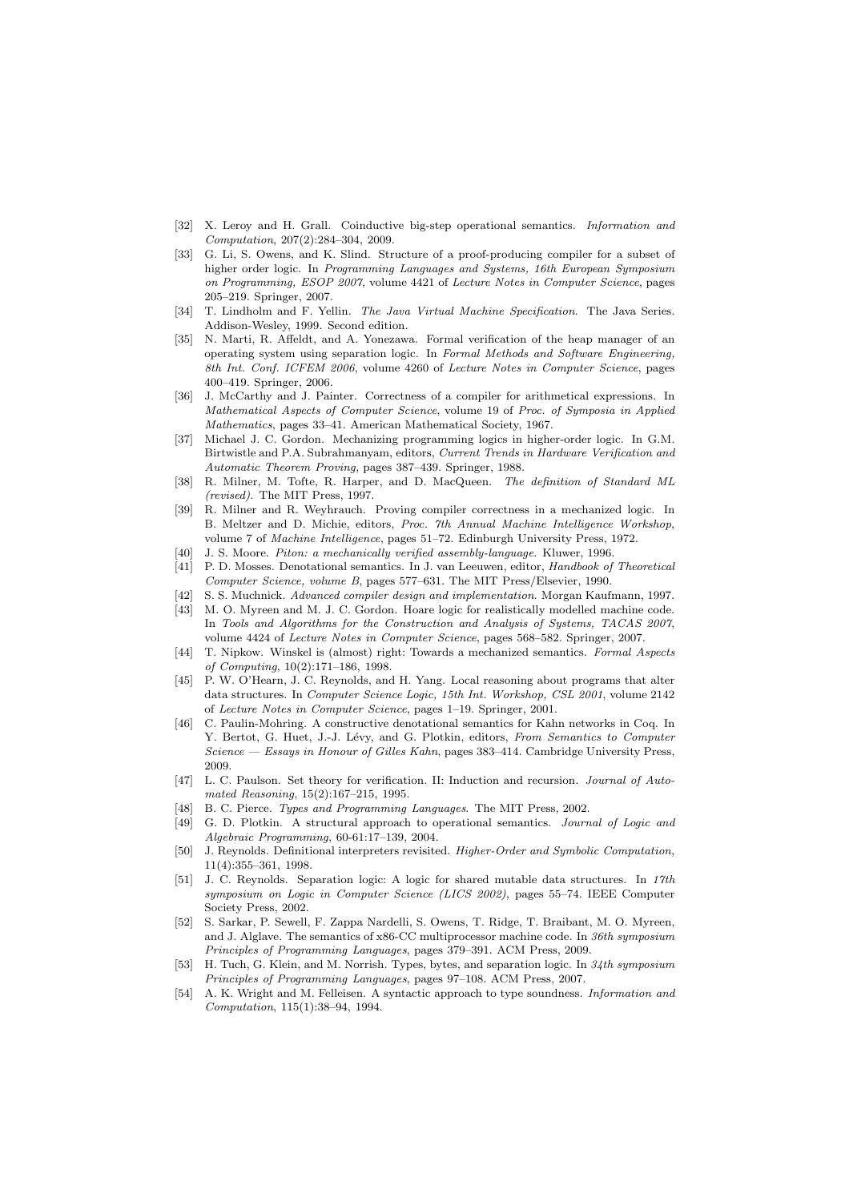[32] X. Leroy and H. Grall. Coinductive big-step operational semantics. *Information and Computation*, 207(2):284–304, 2009.

[33] G. Li, S. Owens, and K. Slind. Structure of a proof-producing compiler for a subset of higher order logic. In *Programming Languages and Systems, 16th European Symposium on Programming, ESOP 2007*, volume 4421 of *Lecture Notes in Computer Science*, pages 205–219. Springer, 2007.

[34] T. Lindholm and F. Yellin. *The Java Virtual Machine Specification*. The Java Series. Addison-Wesley, 1999. Second edition.

[35] N. Marti, R. Affeldt, and A. Yonezawa. Formal verification of the heap manager of an operating system using separation logic. In *Formal Methods and Software Engineering, 8th Int. Conf. ICFEM 2006*, volume 4260 of *Lecture Notes in Computer Science*, pages 400–419. Springer, 2006.

[36] J. McCarthy and J. Painter. Correctness of a compiler for arithmetical expressions. In *Mathematical Aspects of Computer Science*, volume 19 of *Proc. of Symposia in Applied Mathematics*, pages 33–41. American Mathematical Society, 1967.

[37] Michael J. C. Gordon. Mechanizing programming logics in higher-order logic. In G.M. Birtwistle and P.A. Subrahmanyam, editors, *Current Trends in Hardware Verification and Automatic Theorem Proving*, pages 387–439. Springer, 1988.

[38] R. Milner, M. Tofte, R. Harper, and D. MacQueen. *The definition of Standard ML (revised)*. The MIT Press, 1997.

[39] R. Milner and R. Weyhrauch. Proving compiler correctness in a mechanized logic. In B. Meltzer and D. Michie, editors, *Proc. 7th Annual Machine Intelligence Workshop*, volume 7 of *Machine Intelligence*, pages 51–72. Edinburgh University Press, 1972.

[40] J. S. Moore. *Piton: a mechanically verified assembly-language*. Kluwer, 1996.

[41] P. D. Mosses. Denotational semantics. In J. van Leeuwen, editor, *Handbook of Theoretical Computer Science, volume B*, pages 577–631. The MIT Press/Elsevier, 1990.

[42] S. S. Muchnick. *Advanced compiler design and implementation*. Morgan Kaufmann, 1997.

[43] M. O. Myreen and M. J. C. Gordon. Hoare logic for realistically modelled machine code. In *Tools and Algorithms for the Construction and Analysis of Systems, TACAS 2007*, volume 4424 of *Lecture Notes in Computer Science*, pages 568–582. Springer, 2007.

[44] T. Nipkow. Winskel is (almost) right: Towards a mechanized semantics. *Formal Aspects of Computing*, 10(2):171–186, 1998.

[45] P. W. O'Hearn, J. C. Reynolds, and H. Yang. Local reasoning about programs that alter data structures. In *Computer Science Logic, 15th Int. Workshop, CSL 2001*, volume 2142 of *Lecture Notes in Computer Science*, pages 1–19. Springer, 2001.

[46] C. Paulin-Mohring. A constructive denotational semantics for Kahn networks in Coq. In Y. Bertot, G. Huet, J.-J. Lévy, and G. Plotkin, editors, *From Semantics to Computer Science — Essays in Honour of Gilles Kahn*, pages 383–414. Cambridge University Press, 2009.

[47] L. C. Paulson. Set theory for verification. II: Induction and recursion. *Journal of Automated Reasoning*, 15(2):167–215, 1995.

[48] B. C. Pierce. *Types and Programming Languages*. The MIT Press, 2002.

[49] G. D. Plotkin. A structural approach to operational semantics. *Journal of Logic and Algebraic Programming*, 60-61:17–139, 2004.

[50] J. Reynolds. Definitional interpreters revisited. *Higher-Order and Symbolic Computation*, 11(4):355–361, 1998.

[51] J. C. Reynolds. Separation logic: A logic for shared mutable data structures. In *17th symposium on Logic in Computer Science (LICS 2002)*, pages 55–74. IEEE Computer Society Press, 2002.

[52] S. Sarkar, P. Sewell, F. Zappa Nardelli, S. Owens, T. Ridge, T. Braibant, M. O. Myreen, and J. Alglave. The semantics of x86-CC multiprocessor machine code. In *36th symposium Principles of Programming Languages*, pages 379–391. ACM Press, 2009.

[53] H. Tuch, G. Klein, and M. Norrish. Types, bytes, and separation logic. In *34th symposium Principles of Programming Languages*, pages 97–108. ACM Press, 2007.

[54] A. K. Wright and M. Felleisen. A syntactic approach to type soundness. *Information and Computation*, 115(1):38–94, 1994.